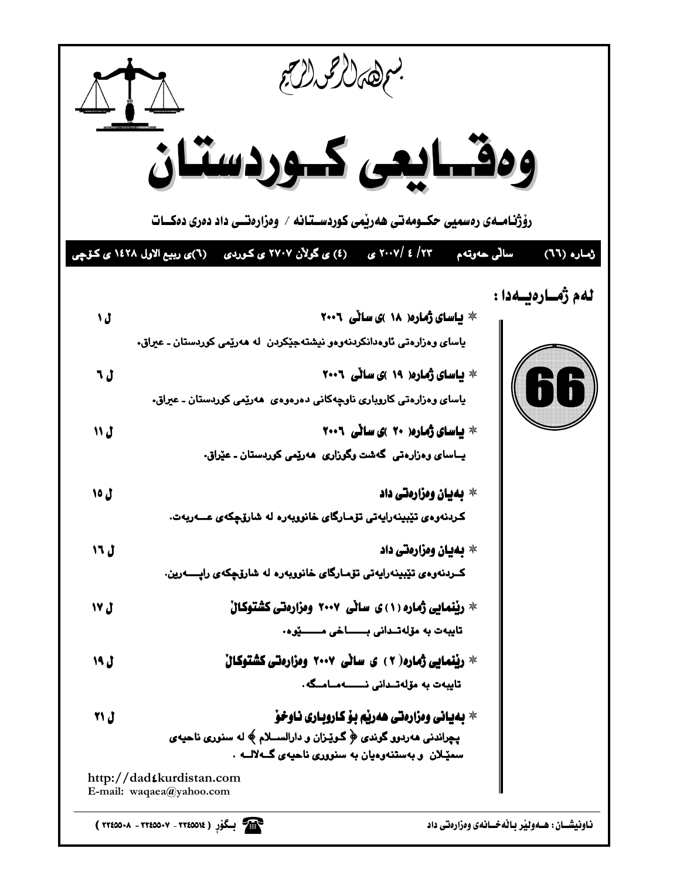بسم الله الرحمن الرحيم

# وەقــايعى كــوردستـان

**رۆژنامــەی رەسمیی حكــومەتی هەرێمی كوردســتانە / وەزارەتــی داد دەری دەكــات**

ژمـارە (٦٦) | ساڵی حەوتەم | ٢٣/ ٤ /٢٠٠٧ ی | (٤) ی گوڵان ٢٧٠٧ ی كوردی | (٦)ی ربيع الاول ١٤٢٨ ی كۆچی

66

## لەم ژمــارەیــەدا :

* **یاسای ژمارە( ١٨ )ی ساڵی ٢٠٠٦** — ل ١
  یاسای وەزارەتی ئاوەدانكردنەوەو نیشتەجێكردن لە هەرێمی كوردستان ـ عیراق.

* **یاسای ژمارە( ١٩ )ی ساڵی ٢٠٠٦** — ل ٦
  یاسای وەزارەتی كاروباری ناوچەكانی دەرەوەی هەرێمی كوردستان ـ عیراق.

* **یاسای ژمارە( ٢٠ )ی ساڵی ٢٠٠٦** — ل ١١
  یــاسای وەزارەتی گەشت وگوزاری هەرێمی كوردستان ـ عێراق.

* **بەیان وەزارەتی داد** — ل ١٥
  كردنەوەی تێبینەرایەتی تۆمـارگای خانووبەرە لە شارۆچكەی عـــەربەت.

* **بەیان وەزارەتی داد** — ل ١٦
  كــردنەوەی تێبینەرایەتی تۆمـارگای خانووبەرە لە شارۆچكەی راپـــەرین.

* **رێنمایی ژمارە (١) ی ساڵی ٢٠٠٧ وەزارەتی كشتوكاڵ** — ل ١٧
  تایبەت بە مۆڵەتــدانی بــــاخی مــــێوە.

* **رێنمایی ژمارە( ٢ ) ی ساڵی ٢٠٠٧ وەزارەتی كشتوكاڵ** — ل ١٩
  تایبەت بە مۆڵەتــدانی نــــەمــامــگە.

* **بەیانی وەزارەتی هەرێم بۆ كاروباری ناوخۆ** — ل ٢١
  پچڕاندنی هەردوو گوندی ﴿ گوێزان و دارالســلام ﴾ لە سنوری ناحیەی سمێـلان و بەستنەوەیان بە سنووری ناحیەی گــەلالــە .

http://dad4kurdistan.com
E-mail: waqaea@yahoo.com

ناونیشــان : هــەولێر بـاڵەخــانەی وەزارەتی داد

بــگۆڕ ( ٢٢٤٥٥١٤ - ٢٢٤٥٥٠٧ - ٢٢٤٥٥٠٨ )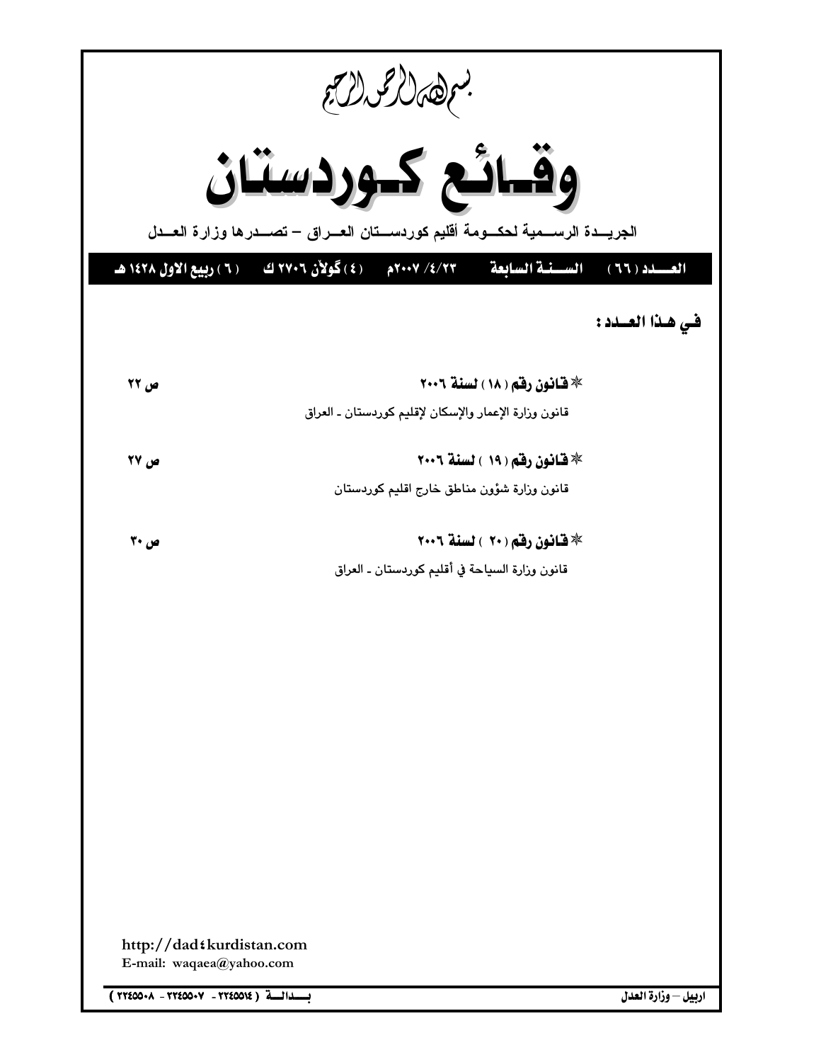بسم الله الرحمن الرحيم

# وقائع كوردستان

الجريــدة الرســمية لحكــومة أقليم كوردســتان العــراق – تصــدرها وزارة العــدل

**العــــدد ( ٦٦ )　　الســـنة السابعة　　٢٠٠٧/٤/٢٣م　　( ٤ ) گولآن ٢٧٠٦ ك　　( ٦ ) ربيع الاول ١٤٢٨ هـ**

**في هـذا العـدد :**

| | |
|---|---|
| ✻ **قانون رقم ( ١٨ ) لسنة ٢٠٠٦**<br>قانون وزارة الإعمار والإسكان لإقليم كوردستان ـ العراق | ص ٢٢ |
| ✻ **قانون رقم ( ١٩ ) لسنة ٢٠٠٦**<br>قانون وزارة شؤون مناطق خارج اقليم كوردستان | ص ٢٧ |
| ✻ **قانون رقم ( ٢٠ ) لسنة ٢٠٠٦**<br>قانون وزارة السياحة في أقليم كوردستان ـ العراق | ص ٣٠ |

http://dad٤kurdistan.com
E-mail: waqaea@yahoo.com

اربيل – وزارة العدل　　بــــدالــــة ( ٢٢٤٥٥١٤ - ٢٢٤٥٥٠٧ - ٢٢٤٥٥٠٨ )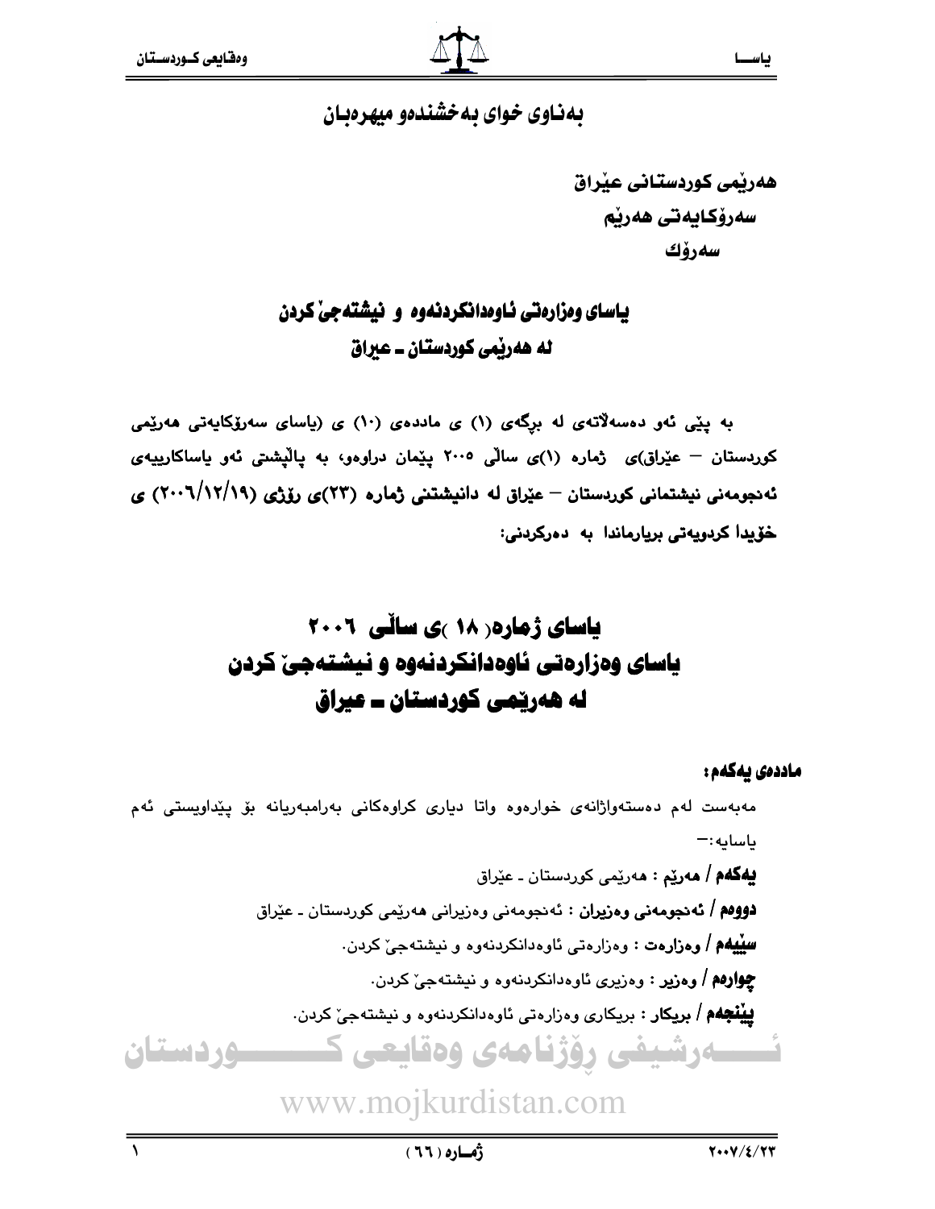بەناوی خوای بەخشندەو میهرەبان

هەرێمی کوردستانی عێراق
سەرۆکایەتی هەرێم
سەرۆك

## یاسای وەزارەتی ئاوەدانکردنەوە و نیشتەجێ کردن
## لە هەرێمی کوردستان ـ عیراق

بە پێی ئەو دەسەڵاتەی لە برگەی (1) ی ماددەی (10) ی (یاسای سەرۆکایەتی هەرێمی کوردستان – عێراق)ی ژمارە (1)ی ساڵی 2005 پێمان دراوەو، بە پاڵپشتی ئەو یاساکارییەی ئەنجومەنی نیشتمانی کوردستان – عێراق لە دانیشتنی ژمارە (23)ی رۆژی (19/12/2006) ی خۆیدا کردویەتی بریارماندا بە دەرکردنی:

# یاسای ژمارە( 18 )ی ساڵی 2006
# یاسای وەزارەتی ئاوەدانکردنەوە و نیشتەجێ کردن
# لە هەرێمی کوردستان ـ عیراق

**ماددەی یەکەم:**

مەبەست لەم دەستەواژانەی خوارەوە واتا دیاری کراوەکانی بەرامبەریانە بۆ پێداویستی ئەم یاسایە:—

**یەکەم / هەرێم** : هەرێمی کوردستان ـ عێراق

**دووەم / ئەنجومەنی وەزیران** : ئەنجومەنی وەزیرانی هەرێمی کوردستان ـ عێراق

**سێیەم / وەزارەت** : وەزارەتی ئاوەدانکردنەوە و نیشتەجێ کردن.

**چوارەم / وەزیر** : وەزیری ئاوەدانکردنەوە و نیشتەجێ کردن.

**پێنجەم / بریکار** : بریکاری وەزارەتی ئاوەدانکردنەوە و نیشتەجێ کردن.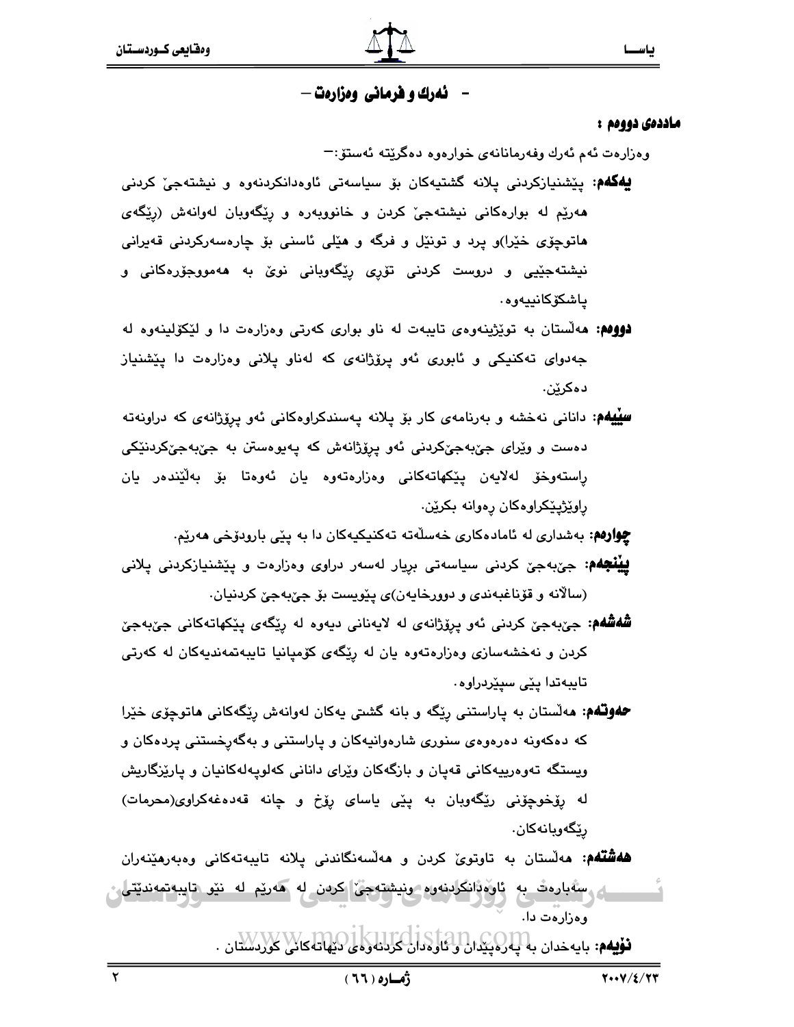## - ئەرك و فرمانی وەزارەت -

**ماددەی دووەم :**

وەزارەت ئەم ئەرك وفەرمانانەی خوارەوە دەگرێتە ئەستۆ:-

**یەكەم:** پێشنیازكردنی پلانە گشتیەكان بۆ سیاسەتی ئاوەدانكردنەوە و نیشتەجێ كردنی هەرێم لە بوارەكانی نیشتەجێ كردن و خانووبەرە و ڕێگەوبان لەوانەش (ڕێگەی هاتوچۆی خێرا)و پرد و تونێل و فرگە و هێلی ئاسنی بۆ چارەسەركردنی قەیرانی نیشتەجێیی و دروست كردنی تۆڕی ڕێگەوبانی نوێ بە هەمووجۆرەكانی و پاشكۆكانییەوە.

**دووەم:** هەڵستان بە توێژینەوەی تایبەت لە ناو بواری كەرتی وەزارەت دا و لێكۆڵینەوە لە جەدوای تەكنیكی و ئابوری ئەو پرۆژانەی كە لەناو پلانی وەزارەت دا پێشنیاز دەكرێن.

**سێیەم:** دانانی نەخشە و بەرنامەی كار بۆ پلانە پەسندكراوەكانی ئەو پرۆژانەی كە دراونەتە دەست و وێرای جێبەجێكردنی ئەو پرۆژانەش كە پەیوەستن بە جێبەجێكردنێكی ڕاستەوخۆ لەلایەن پێكهاتەكانی وەزارەتەوە یان ئەوەتا بۆ بەڵێندەر یان ڕاوێژپێكراوەكان ڕەوانە بكرێن.

**چوارەم:** بەشداری لە ئامادەكاری خەسڵەتە تەكنیكیەكان دا بە پێی بارودۆخی هەرێم.

**پێنجەم:** جێبەجێ كردنی سیاسەتی بڕیار لەسەر دراوی وەزارەت و پێشنیازكردنی پلانی (ساڵانە و قۆناغبەندی و دوورخایەن)ی پێویست بۆ جێبەجێ كردنیان.

**شەشەم:** جێبەجێ كردنی ئەو پرۆژانەی لە لایەنانی دیەوە لە ڕێگەی پێكهاتەكانی جێبەجێ كردن و نەخشەسازی وەزارەتەوە یان لە ڕێگەی كۆمپانیا تایبەتمەندیەكان لە كەرتی تایبەتدا پێی سپێردراوە.

**حەوتەم:** هەڵستان بە پاراستنی ڕێگە و بانە گشتی یەكان لەوانەش ڕێگەكانی هاتوچۆی خێرا كە دەكەونە دەرەوەی سنوری شارەوانیەكان و پاراستنی و بەگەڕخستنی پردەكان و ویستگە تەوەرییەكانی قەپان و بازگەكان وێرای دانانی كەلوپەلەكانیان و پارێزگاریش لە ڕۆخوچۆنی ڕێگەوبان بە پێی یاسای ڕۆخ و چانە قەدەغەكراوی(محرمات) ڕێگەوبانەكان.

**هەشتەم:** هەڵستان بە تاوتوێ كردن و هەڵسەنگاندنی پلانە تایبەتەكانی وەبەرهێنەران سەبارەت بە ئاوەدانكردنەوە ونیشتەجێ كردن لە هەرێم لە نێو تایبەتمەندێتی وەزارەت دا.

**نۆیەم:** بایەخدان بە پەرەپێدان و ئاوەدان كردنەوەی دێهاتەكانی كوردستان .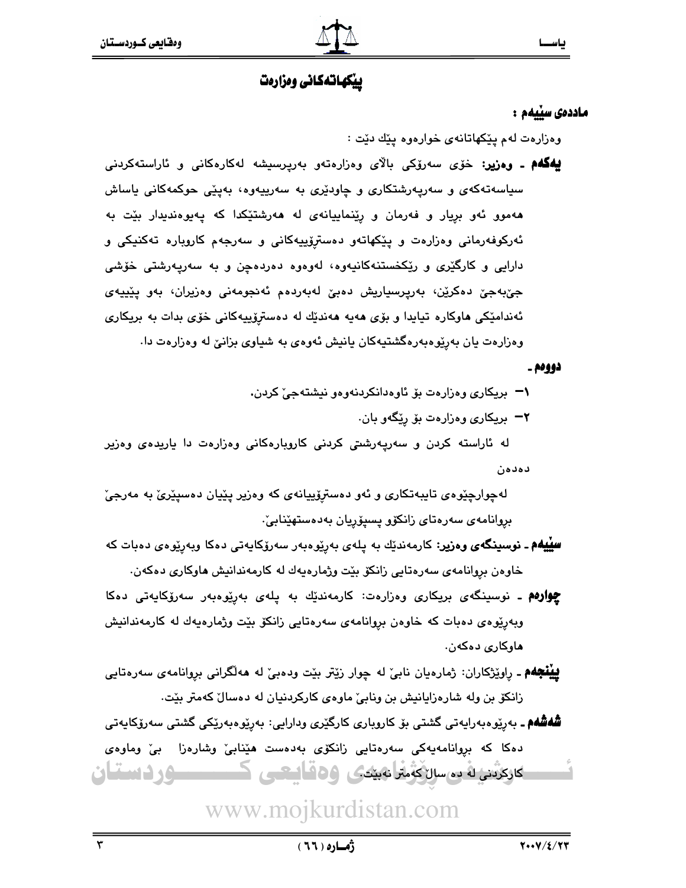## پێکهاتەکانی وەزارەت

**ماددەی سێیەم :**

وەزارەت لەم پێکهاتانەی خوارەوە پێك دێت :

**یەکەم ـ وەزیر:** خۆی سەرۆکی باڵای وەزارەتەو بەرپرسیشە لەکارەکانی و ئاراستەکردنی سیاسەتەکەی و سەرپەرشتکاری و چاودێری بە سەرییەوە، بەپێی حوکمەکانی یاساش هەموو ئەو بڕیار و فەرمان و ڕێنماییانەی لە هەرشتێکدا کە پەیوەندیدار بێت بە ئەرکوفەرمانی وەزارەت و پێکهاتەو دەستڕۆییەکانی و سەرجەم کاروبارە تەکنیکی و دارایی و کارگێڕی و ڕێکخستنەکانیەوە، لەوەوە دەردەچن و بە سەرپەرشتی خۆشی جێبەجێ دەکرێن، بەرپرسیاریش دەبێ لەبەردەم ئەنجومەنی وەزیران، بەو پێیەی ئەندامێکی هاوکارە تیایدا و بۆی هەیە هەندێك لە دەستڕۆییەکانی خۆی بدات بە بریکاری وەزارەت یان بەڕێوەبەرەگشتیەکان یانیش ئەوەی بە شیاوی بزانێ لە وەزارەت دا.

**دووەم ـ**

١- بریکاری وەزارەت بۆ ئاوەدانکردنەوەو نیشتەجێ کردن.

٢- بریکاری وەزارەت بۆ ڕێگەو بان.

لە ئاراستە کردن و سەرپەرشتی کردنی کاروبارەکانی وەزارەت دا یاریدەی وەزیر دەدەن

لەچوارچێوەی تایبەتکاری و ئەو دەستڕۆییانەی کە وەزیر پێیان دەسپێرێ بە مەرجێ بڕوانامەی سەرەتای زانکۆو پسپۆڕیان بەدەستهێنابێ.

**سێیەم ـ نوسینگەی وەزیر:** کارمەندێك بە پلەی بەڕێوەبەر سەرۆکایەتی دەکا وبەڕێوەی دەبات کە خاوەن بڕوانامەی سەرەتایی زانکۆ بێت وژمارەیەك لە کارمەندانیش هاوکاری دەکەن.

**چوارەم ـ** نوسینگەی بریکاری وەزارەت: کارمەندێك بە پلەی بەڕێوەبەر سەرۆکایەتی دەکا وبەڕێوەی دەبات کە خاوەن بڕوانامەی سەرەتایی زانکۆ بێت وژمارەیەك لە کارمەندانیش هاوکاری دەکەن.

**پێنجەم ـ** ڕاوێژکاران: ژمارەیان نابێ لە چوار زێتر بێت ودەبێ لە هەڵگرانی بڕوانامەی سەرەتایی زانکۆ بن ولە شارەزایانیش بن ونابێ ماوەی کارکردنیان لە دەساڵ کەمتر بێت.

**شەشەم ـ** بەڕێوەبەرایەتی گشتی بۆ کاروباری کارگێڕی ودارایی: بەڕێوەبەرێکی گشتی سەرۆکایەتی دەکا کە بڕوانامەیەکی سەرەتایی زانکۆی بەدەست هێنابێ وشارەزا بێ وماوەی کارکردنی لە دە ساڵ کەمتر نەبێت.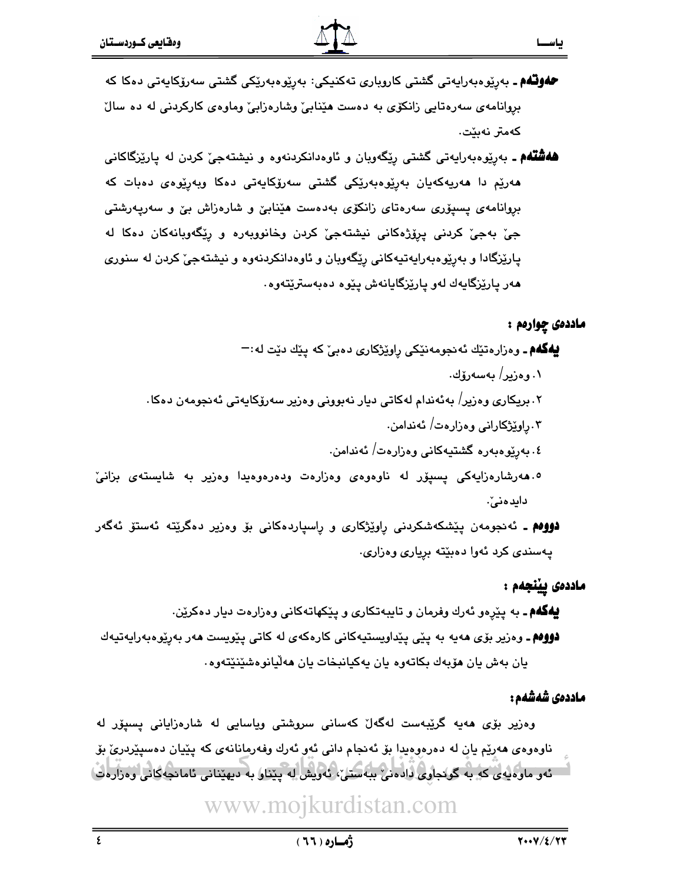**حەوتەم ـ** بەڕێوەبەرایەتی گشتی کاروباری تەکنیکی: بەڕێوەبەرێکی گشتی سەرۆکایەتی دەکا کە بڕوانامەی سەرەتایی زانکۆی بە دەست هێنابێ وشارەزابێ وماوەی کارکردنی لە دەساڵ کەمتر نەبێت.

**هەشتەم ـ** بەڕێوەبەرایەتی گشتی ڕێگەوبان و ئاوەدانکردنەوە و نیشتەجێ کردن لە پارێزگاکانی هەرێم دا هەریەکەیان بەڕێوەبەرێکی گشتی سەرۆکایەتی دەکا وبەڕێوەی دەبات کە بڕوانامەی پسپۆری سەرەتای زانکۆی بەدەست هێنابێ و شارەزاش بێ و سەرپەرشتی جێ بەجێ کردنی پرۆژەکانی نیشتەجێ کردن وخانووبەرە و ڕێگەوبانەکان دەکا لە پارێزگادا و بەڕێوەبەرایەتیەکانی ڕێگەوبان و ئاوەدانکردنەوە و نیشتەجێ کردن لە سنوری هەر پارێزگایەك لەو پارێزگایانەش پێوە دەبەسترێتەوە.

## ماددەی چوارەم :

**یەکەم ـ** وەزارەتێك ئەنجومەنێکی ڕاوێژکاری دەبێ کە پێك دێت لە:ـ

١. وەزیر/ بەسەرۆك.

٢. بریکاری وەزیر/ بەئەندام لەکاتی دیار نەبوونی وەزیر سەرۆکایەتی ئەنجومەن دەکا.

٣. ڕاوێژکارانی وەزارەت/ ئەندامن.

٤. بەڕێوەبەرە گشتیەکانی وەزارەت/ ئەندامن.

٥. هەرشارەزایەکی پسپۆر لە ناوەوەی وەزارەت ودەرەوەیدا وەزیر بە شایستەی بزانێ دایدەنێ.

**دووەم ـ** ئەنجومەن پێشکەشکردنی ڕاوێژکاری و ڕاسپاردەکانی بۆ وەزیر دەگرێتە ئەستۆ ئەگەر پەسندی کرد ئەوا دەبێتە بڕیاری وەزاری.

## ماددەی پێنجەم :

**یەکەم ـ** بە پێڕەو ئەرك وفرمان و تایبەتکاری و پێکهاتەکانی وەزارەت دیار دەکرێن.

**دووەم ـ** وەزیر بۆی هەیە بە پێی پێداویستیەکانی کارەکەی لە کاتی پێویست هەر بەڕێوەبەرایەتیەك یان بەش یان هۆبەك بکاتەوە یان یەکیانبخات یان هەڵیانوەشێنێتەوە.

## ماددەی شەشەم:

وەزیر بۆی هەیە گرێبەست لەگەڵ کەسانی سروشتی ویاسایی لە شارەزایانی پسپۆر لە ناوەوەی هەرێم یان لە دەرەوەیدا بۆ ئەنجام دانی ئەو ئەرك وفەرمانانەی کە پێیان دەسپێردرێ بۆ ئەو ماوەیەی کە بە گونجاوی دادەنێ ببەستێ، ئەویش لە پێناو بە دیهێنانی ئامانجەکانی وەزارەت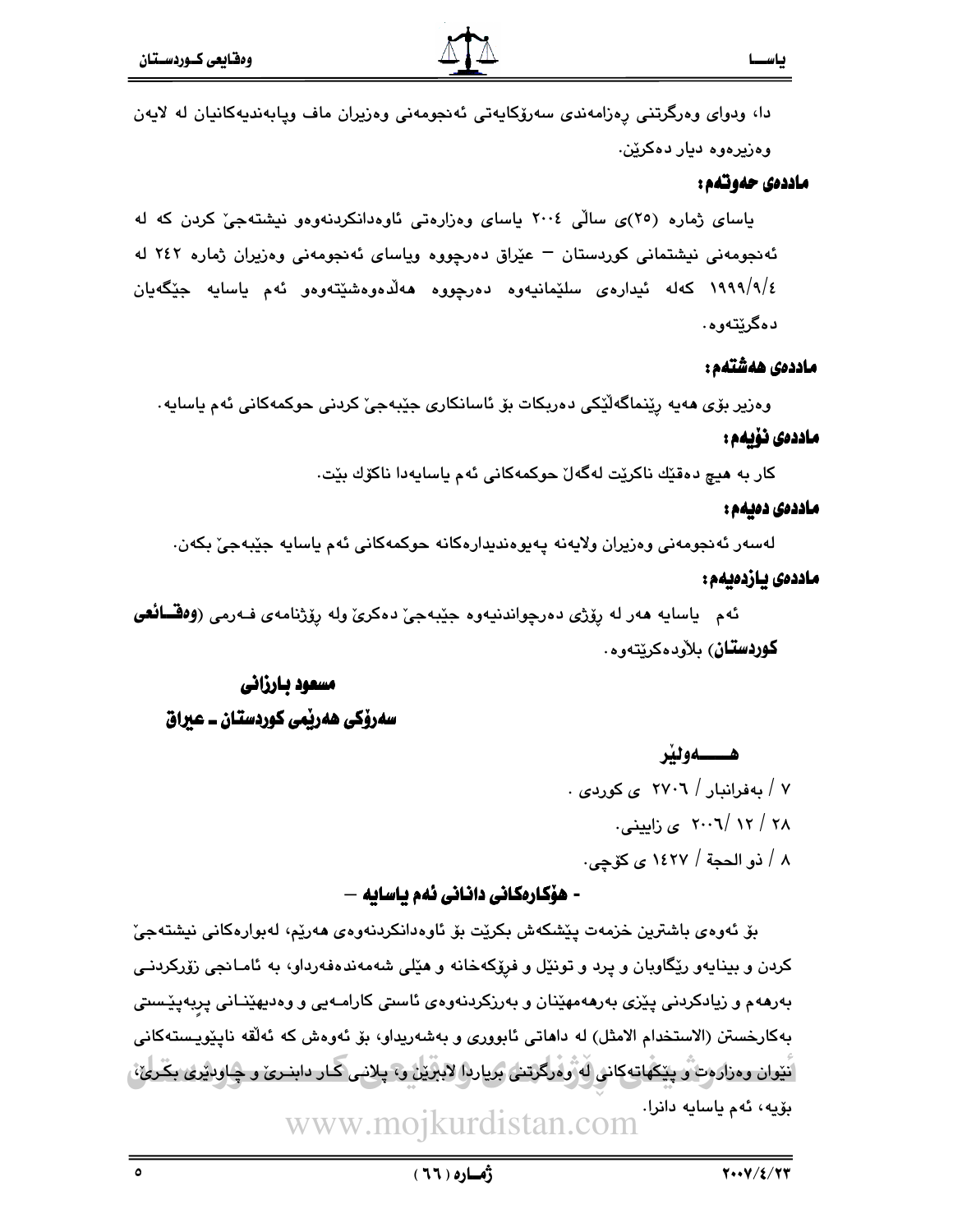دا، ودوای وەرگرتنی ڕەزامەندی سەرۆکایەتی ئەنجومەنی وەزیران ماف وپابەندیەکانیان لە لایەن وەزیرەوە دیار دەکرێن.

**ماددەی حەوتەم:**

یاسای ژمارە (٢٥)ی ساڵی ٢٠٠٤ یاسای وەزارەتی ئاوەدانکردنەوەو نیشتەجێ کردن کە لە ئەنجومەنی نیشتمانی کوردستان – عێراق دەرچووە ویاسای ئەنجومەنی وەزیران ژمارە ٢٤٢ لە ١٩٩٩/٩/٤ کەلە ئیدارەی سلێمانیەوە دەرچووە هەڵدەوەشێتەوەو ئەم یاسایە جێگەیان دەگرێتەوە.

**ماددەی هەشتەم:**

وەزیر بۆی هەیە ڕێنماگەلێکی دەربکات بۆ ئاسانکاری جێبەجێ کردنی حوکمەکانی ئەم یاسایە.

**ماددەی نۆیەم:**

کار بە هیچ دەقێك ناکرێت لەگەڵ حوکمەکانی ئەم یاسایەدا ناکۆك بێت.

**ماددەی دەیەم:**

لەسەر ئەنجومەنی وەزیران ولایەنە پەیوەندیدارەکانە حوکمەکانی ئەم یاسایە جێبەجێ بکەن.

**ماددەی یازدەیەم:**

ئەم یاسایە هەر لە ڕۆژی دەرچواندنیەوە جێبەجێ دەکرێ ولە ڕۆژنامەی فەرمی (**وەقائعی کوردستان**) بلاّودەکرێتەوە.

**مسعود بارزانی**

**سەرۆکی هەرێمی کوردستان ـ عیراق**

**هەولێر**

٧ / بەفرانبار / ٢٧٠٦ ی کوردی .

٢٨ / ١٢ /٢٠٠٦ ی زایینی.

٨ / ذو الحجة / ١٤٢٧ ی کۆچی.

**- هۆکارەکانی دانانی ئەم یاسایە –**

بۆ ئەوەی باشترین خزمەت پێشکەش بکرێت بۆ ئاوەدانکردنەوەی هەرێم، لەبوارەکانی نیشتەجێ کردن و بینایەو ڕێگاوبان و پرد و تونێل و فرۆکەخانە و هێلی شەمەندەفەرداو، بە ئامانجی زۆرکردنی بەرهەم و زیادکردنی پێزی بەرهەمهێنان و بەرزکردنەوەی ئاستی کارامەیی و وەدیهێنانی پرەپێستی بەکارخستن (الاستخدام الامثل) لە داهاتی ئابووری و بەشەریداو، بۆ ئەوەش کە ئەڵقە ناپێویستەکانی نێوان وەزارەت و پێکهاتەکانی لە وەرگرتنی بڕیاردا لابرێن و، پلانی کار دابنرێ و چاودێری بکرێ، بۆیە، ئەم یاسایە دانرا.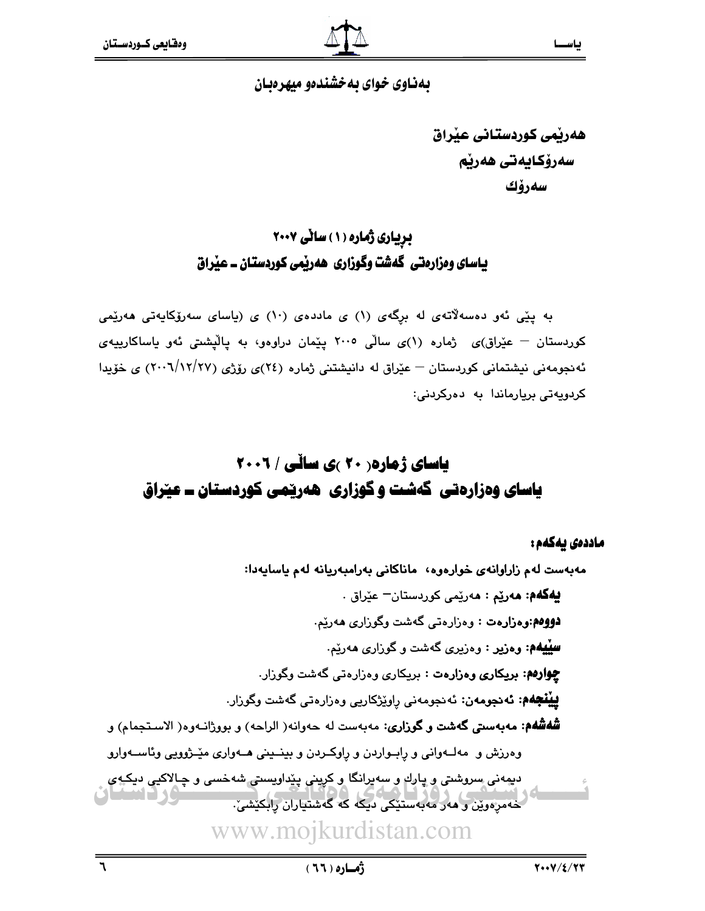بەناوی خوای بەخشندەو میهرەبان

هەرێمی کوردستانی عێراق
سەرۆکایەتی هەرێم
سەرۆك

## بڕیاری ژمارە (١) ساڵی ٢٠٠٧
## یاسای وەزارەتی گەشت وگوزاری هەرێمی کوردستان ـ عێراق

بە پێی ئەو دەسەڵاتەی لە برگەی (١) ی ماددەی (١٠) ی (یاسای سەرۆکایەتی هەرێمی کوردستان – عێراق)ی ژمارە (١)ی ساڵی ٢٠٠٥ پێمان دراوەو، بە پاڵپشتی ئەو یاساکارییەی ئەنجومەنی نیشتمانی کوردستان – عێراق لە دانیشتنی ژمارە (٢٤)ی رۆژی (٢٠٠٦/١٢/٢٧) ی خۆیدا کردویەتی بریارماندا بە دەرکردنی:

# یاسای ژمارە( ٢٠ )ی ساڵی / ٢٠٠٦
# یاسای وەزارەتی گەشت و گوزاری هەرێمی کوردستان ـ عێراق

**ماددەی یەکەم:**

مەبەست لەم زاراوانەی خوارەوە، ماناکانی بەرامبەریانە لەم یاسایەدا:

**یەکەم: هەرێم** : هەرێمی کوردستان– عێراق .

**دووەم:وەزارەت** : وەزارەتی گەشت وگوزاری هەرێم.

**سێیەم: وەزیر** : وەزیری گەشت و گوزاری هەرێم.

**چوارەم: بریکاری وەزارەت** : بریکاری وەزارەتی گەشت وگوزار.

**پێنجەم: ئەنجومەن**: ئەنجومەنی راوێژکاریی وەزارەتی گەشت وگوزار.

**شەشەم: مەبەستی گەشت و گوزاری**: مەبەست لە حەوانە( الراحه) و بووژانەوە( الاستجمام) و وەرزش و مەلەوانی و رابواردن و راوکردن و بینینی هەواری مێژوویی وئاسەوارو دیمەنی سروشتی و پارك و سەیرانگا و کرینی پێداویستی شەخسی و چالاکیی دیکەی خەمرەوێن و هەر مەبەستێکی دیکە کە گەشتیاران رابکێشێ.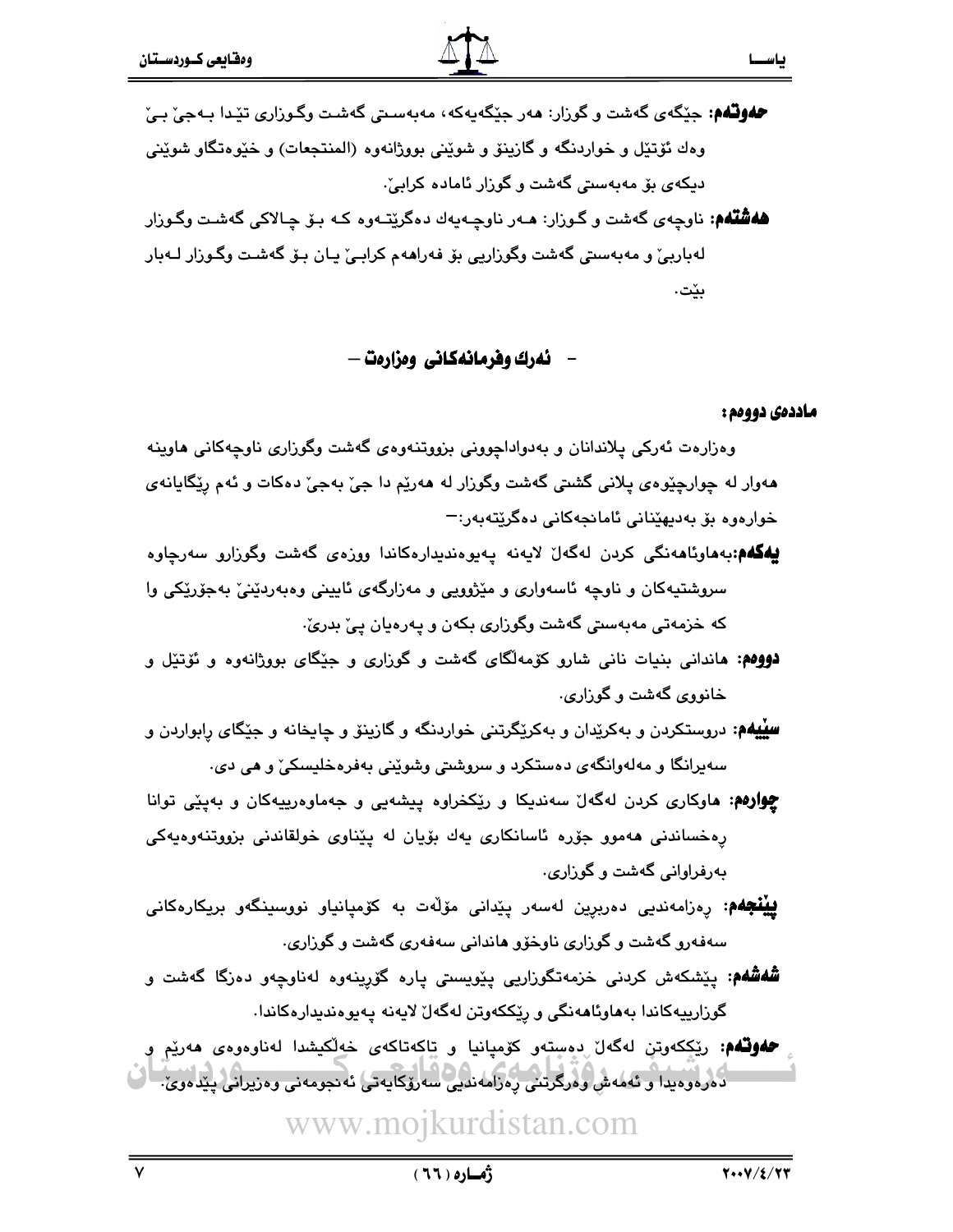**حەوتەم:** جێگەی گەشت و گوزار: هەر جێگەیەکە، مەبەستی گەشت وگوزاری تێدا بەجێ بێ وەك ئۆتێل و خواردنگە و گازینۆ و شوێنی بووژانەوە (المنتجعات) و خێوەتگاو شوێنی دیکەی بۆ مەبەستی گەشت و گوزار ئامادە کرابێ.

**هەشتەم:** ناوچەی گەشت و گوزار: هەر ناوچەیەك دەگرێتەوە کە بۆ چالاکی گەشت وگوزار لەباربێ و مەبەستی گەشت وگوزاریی بۆ فەراهەم کرابێ یان بۆ گەشت وگوزار لەبار بێت.

## - ئەرك وفرمانەکانی وەزارەت -

**ماددەی دووەم:**

وەزارەت ئەرکی پلاندانان و بەدواداچوونی بزووتنەوەی گەشت وگوزاری ناوچەکانی هاوینە هەوار لە چوارچێوەی پلانی گشتی گەشت وگوزار لە هەرێم دا جێ بەجێ دەکات و ئەم ڕێگایانەی خوارەوە بۆ بەدیهێنانی ئامانجەکانی دەگرێتەبەر:-

**یەکەم:** بەهاوئاهەنگی کردن لەگەڵ لایەنە پەیوەندیدارەکاندا ووزەی گەشت وگوزارو سەرچاوە سروشتیەکان و ناوچە ئاسەواری و مێژوویی و مەزارگەی ئایینی وەبەردێنێ بەجۆرێکی وا کە خزمەتی مەبەستی گەشت وگوزاری بکەن و پەرەیان پێ بدرێ.

**دووەم:** هاندانی بنیات نانی شارو کۆمەڵگای گەشت و گوزاری و جێگای بووژانەوە و ئۆتێل و خانووی گەشت و گوزاری.

**سێیەم:** دروستکردن و بەکرێدان و بەکرێگرتنی خواردنگە و گازینۆ و چایخانە و جێگای ڕابواردن و سەیرانگا و مەڵەوانگەی دەستکرد و سروشتی وشوێنی بەفرەخلیسکێ و هی دی.

**چوارەم:** هاوکاری کردن لەگەڵ سەندیکا و ڕێکخراوە پیشەیی و جەماوەرییەکان و بەپێی توانا ڕەخساندنی هەموو جۆرە ئاسانکاری یەك بۆیان لە پێناوی خولقاندنی بزووتنەوەیەکی بەرفراوانی گەشت و گوزاری.

**پێنجەم:** ڕەزامەندیی دەربڕین لەسەر پێدانی مۆڵەت بە کۆمپانیاو نووسینگەو بریکارەکانی سەفەرو گەشت و گوزاری ناوخۆو هاندانی سەفەری گەشت و گوزاری.

**شەشەم:** پێشکەش کردنی خزمەتگوزاریی پێویستی پارە گۆڕینەوە لەناوچەو دەزگا گەشت و گوزارییەکاندا بەهاوئاهەنگی و ڕێککەوتن لەگەڵ لایەنە پەیوەندیدارەکاندا.

**حەوتەم:** ڕێککەوتن لەگەڵ دەستەو کۆمپانیا و تاکەتاکەی خەڵکیشدا لەناوەوەی هەرێم و دەرەوەیدا و ئەمەش وەرگرتنی ڕەزامەندیی سەرۆکایەتی ئەنجومەنی وەزیرانی پێدەوێ.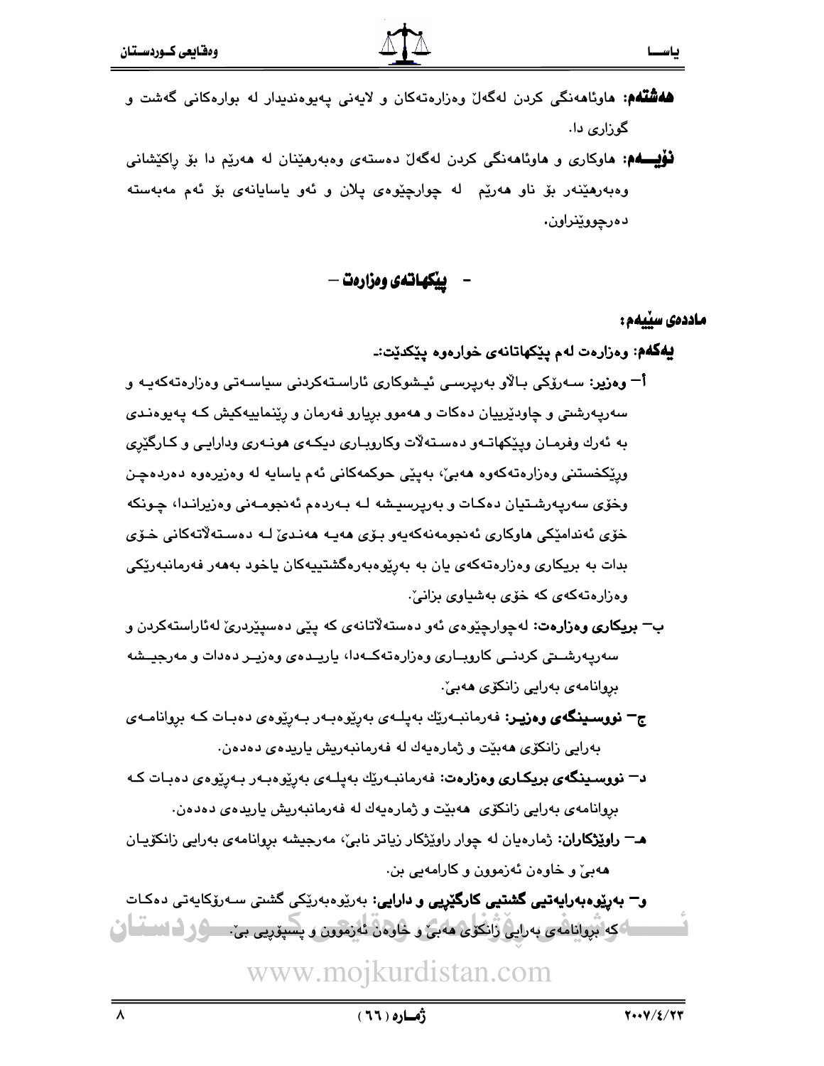**هەشتەم:** هاوئاهەنگی کردن لەگەڵ وەزارەتەکان و لایەنی پەیوەندیدار لە بوارەکانی گەشت و گوزاری دا.

**نۆیەم:** هاوکاری و هاوئاهەنگی کردن لەگەڵ دەستەی وەبەرهێنان لە هەرێم دا بۆ ڕاکێشانی وەبەرهێنەر بۆ ناو هەرێم لە چوارچێوەی پلان و ئەو یاسایانەی بۆ ئەم مەبەستە دەرچووێنراون.

## - پێکهاتەی وەزارەت -

### ماددەی سێیەم:

**یەکەم:** وەزارەت لەم پێکهاتانەی خوارەوە پێکدێت:-

**أ- وەزیر:** سەرۆکی باڵاو بەرپرسی ئیشوکاری ئاراستەکردنی سیاسەتی وەزارەتەکەیە و سەرپەرشتی و چاودێرییان دەکات و هەموو بڕیارو فەرمان و ڕێنماییەکیش کە پەیوەندی بە ئەرك وفرمان وپێکهاتەو دەستەڵات وکاروباری دیکەی هونەری ودارایی و کارگێڕی وڕێکخستنی وەزارەتەکەوە هەبێ، بەپێی حوکمەکانی ئەم یاسایە لە وەزیرەوە دەردەچن وخۆی سەرپەرشتیان دەکات و بەرپرسیشە لە بەردەم ئەنجومەنی وەزیراندا، چونکە خۆی ئەندامێکی هاوکاری ئەنجومەنەکەیەو بۆی هەیە هەندێ لە دەستەڵاتەکانی خۆی بدات بە بریکاری وەزارەتەکەی یان بە بەڕێوەبەرەگشتییەکان یاخود بەهەر فەرمانبەرێکی وەزارەتەکەی کە خۆی بەشیاوی بزانێ.

**ب- بریکاری وەزارەت:** لەچوارچێوەی ئەو دەستەڵاتانەی کە پێی دەسپێردرێ لەئاراستەکردن و سەرپەرشتی کردنی کاروباری وەزارەتەکەدا، یاریدەی وەزیر دەدات و مەرجیشە بڕوانامەی بەرایی زانکۆی هەبێ.

**ج- نووسینگەی وەزیر:** فەرمانبەرێك بەپلەی بەڕێوەبەر بەڕێوەی دەبات کە بڕوانامەی بەرایی زانکۆی هەبێت و ژمارەیەك لە فەرمانبەریش یاریدەی دەدەن.

**د- نووسینگەی بریکاری وەزارەت:** فەرمانبەرێك بەپلەی بەڕێوەبەر بەڕێوەی دەبات کە بڕوانامەی بەرایی زانکۆی هەبێت و ژمارەیەك لە فەرمانبەریش یاریدەی دەدەن.

**هـ- ڕاوێژکاران:** ژمارەیان لە چوار ڕاوێژکار زیاتر نابێ، مەرجیشە بڕوانامەی بەرایی زانکۆیان هەبێ و خاوەن ئەزموون و کارامەیی بن.

**و- بەڕێوەبەرایەتیی گشتیی کارگێڕیی و دارایی:** بەڕێوەبەرێکی گشتی سەرۆکایەتی دەکات کە بڕوانامەی بەرایی زانکۆی هەبێ و خاوەن ئەزموون و پسپۆڕیی بێ.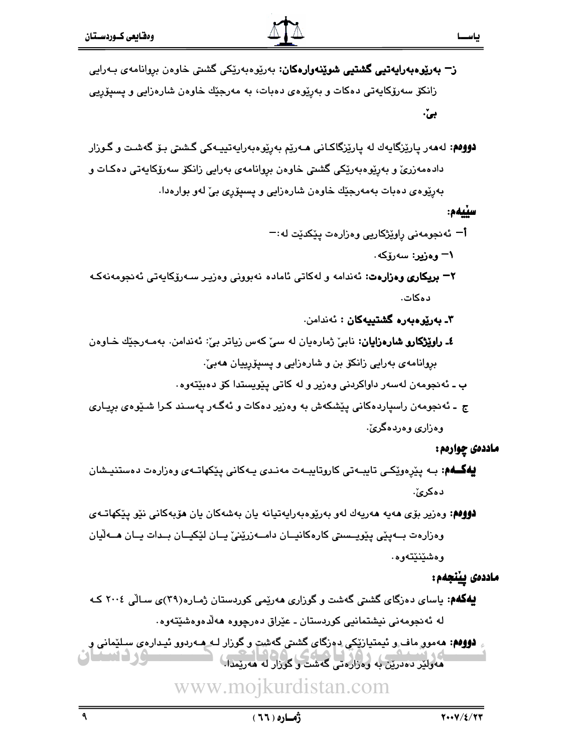**ز- بەڕێوەبەرایەتیی گشتیی شوێنەوارەکان:** بەڕێوەبەرێکی گشتی خاوەن بڕوانامەی بەرایی زانکۆ سەرۆکایەتی دەکات و بەڕێوەی دەبات، بە مەرجێك خاوەن شارەزایی و پسپۆڕیی بێ.

**دووەم:** لەهەر پارێزگایەك لە پارێزگاکانی هەرێم بەڕێوەبەرایەتییەکی گشتی بۆ گەشت و گوزار دادەمەزرێ و بەڕێوەبەرێکی گشتی خاوەن بڕوانامەی بەرایی زانکۆ سەرۆکایەتی دەکات و بەڕێوەی دەبات بەمەرجێك خاوەن شارەزایی و پسپۆڕی بێ لەو بوارەدا.

**سێیەم:**

أ- ئەنجومەنی ڕاوێژکاریی وەزارەت پێکدێت لە:-

١- **وەزیر:** سەرۆکە.

٢- **بریکاری وەزارەت:** ئەندامە و لەکاتی ئامادە نەبوونی وەزیر سەرۆکایەتی ئەنجومەنەکە دەکات.

٣- **بەڕێوەبەرە گشتییەکان :** ئەندامن.

٤- **ڕاوێژکارو شارەزایان:** نابێ ژمارەیان لە سێ کەس زیاتر بێ: ئەندامن. بەمەرجێك خاوەن بڕوانامەی بەرایی زانکۆ بن و شارەزایی و پسپۆڕییان هەبێ.

ب ـ ئەنجومەن لەسەر داواکردنی وەزیر و لە کاتی پێویستدا کۆ دەبێتەوە.

ج ـ ئەنجومەن ڕاسپاردەکانی پێشکەش بە وەزیر دەکات و ئەگەر پەسند کرا شێوەی بڕیاری وەزاری وەردەگرێ.

**ماددەی چوارەم:**

**یەکەم:** بە پێڕەوێکی تایبەتی کاروتایبەت مەندی یەکانی پێکهاتەی وەزارەت دەستنیشان دەکرێ.

**دووەم:** وەزیر بۆی هەیە هەریەك لەو بەڕێوەبەرایەتیانە یان بەشەکان یان هۆبەکانی نێو پێکهاتەی وەزارەت بەپێی پێویستی کارەکانیان دامەزرێنێ یان لێکیان بدات یان هەڵیان وەشێنێتەوە.

**ماددەی پێنجەم:**

**یەکەم:** یاسای دەزگای گشتی گەشت و گوزاری هەرێمی کوردستان ژمارە(٣٩)ی ساڵی ٢٠٠٤ کە لە ئەنجومەنی نیشتمانیی کوردستان ـ عێراق دەرچووە هەڵدەوەشێتەوە.

**دووەم:** هەموو ماف و ئیمتیازێکی دەزگای گشتی گەشت و گوزار لە هەردوو ئیدارەی سلێمانی و هەولێر دەدرێن بە وەزارەتی گەشت و گوزار لە هەرێمدا.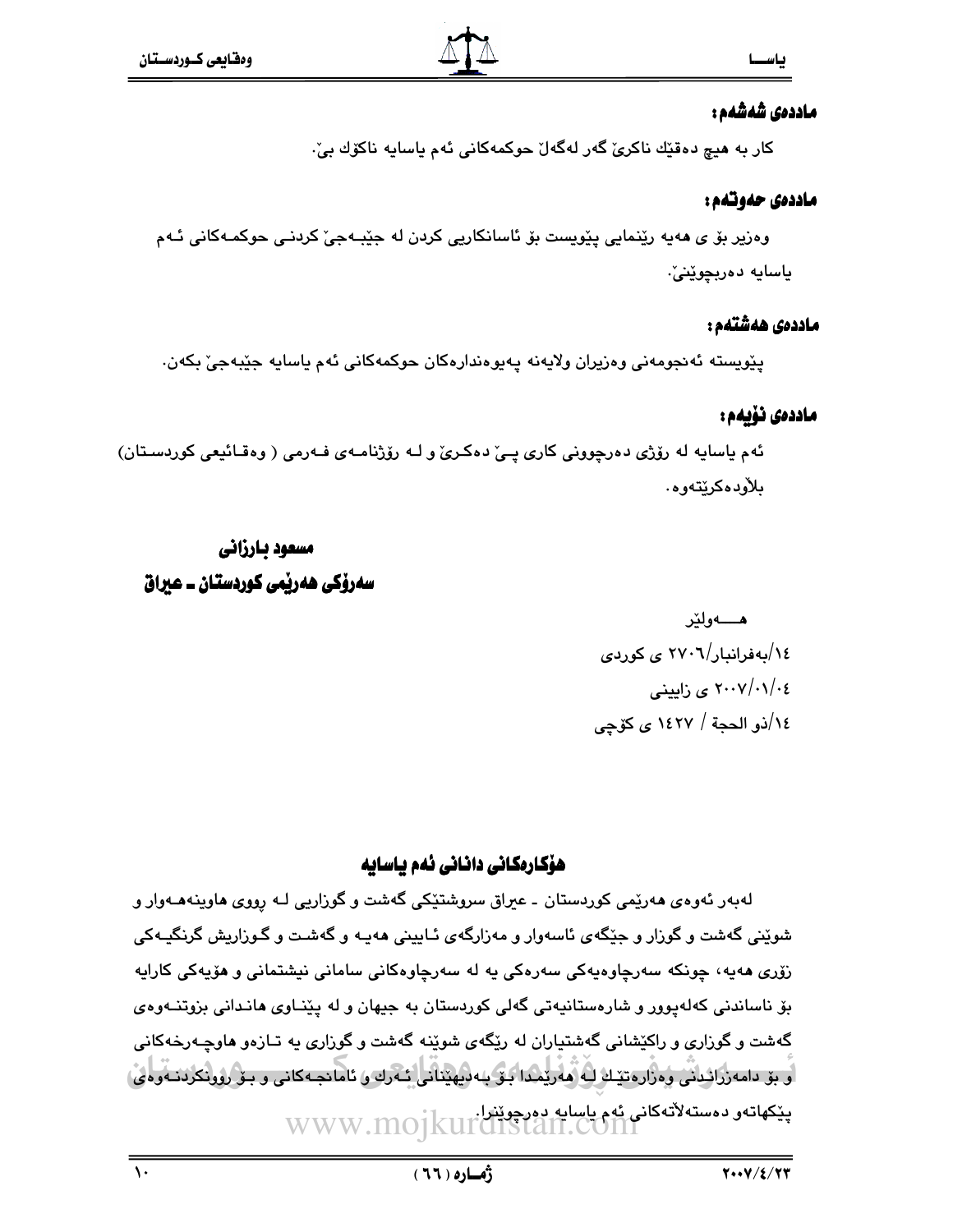## ماددەی شەشەم:

کار بە هیچ دەقێك ناکرێ گەر لەگەڵ حوکمەکانی ئەم یاسایە ناکۆك بێ.

## ماددەی حەوتەم:

وەزیر بۆ ی هەیە ڕێنمایی پێویست بۆ ئاسانکاریی کردن لە جێبەجێ کردنی حوکمەکانی ئەم یاسایە دەربچوێنێ.

## ماددەی هەشتەم:

پێویستە ئەنجومەنی وەزیران ولایەنە پەیوەندارەکان حوکمەکانی ئەم یاسایە جێبەجێ بکەن.

## ماددەی نۆیەم:

ئەم یاسایە لە ڕۆژی دەرچوونی کاری پێ دەکرێ و لە ڕۆژنامەی فەرمی ( وەقائیعی کوردستان) بلاودەکرێتەوە.

**مسعود بارزانی**

**سەرۆکی هەرێمی کوردستان ـ عیراق**

هەولێر

١٤/بەفرانبار/٢٧٠٦ ی کوردی

٢٠٠٧/٠١/٠٤ ی زایینی

١٤/ذو الحجة / ١٤٢٧ ی کۆچی

## هۆکارەکانی دانانی ئەم یاسایە

لەبەر ئەوەی هەرێمی کوردستان ـ عیراق سروشتێکی گەشت و گوزاریی لە ڕووی هاوینەهەوار و شوێنی گەشت و گوزار و جێگەی ئاسەوار و مەزارگەی ئایینی هەیە و گەشت و گوزاریش گرنگیەکی زۆری هەیە، چونکە سەرچاوەیەکی سەرەکی یە لە سەرچاوەکانی سامانی نیشتمانی و هۆیەکی کارایە بۆ ناساندنی کەلەپوور و شارەستانیەتی گەلی کوردستان بە جیهان و لە پێناوی هاندانی بزوتنەوەی گەشت و گوزاری و ڕاکێشانی گەشتیاران لە ڕێگەی شوێنە گەشت و گوزاری یە تازەو هاوچەرخەکانی و بۆ دامەزراندنی وەزارەتێك لە هەرێمدا بۆ بەدیهێنانی ئەرك و ئامانجەکانی و بۆ ڕوونکردنەوەی پێکهاتەو دەستەلاتەکانی ئەم یاسایە دەرچوێنرا.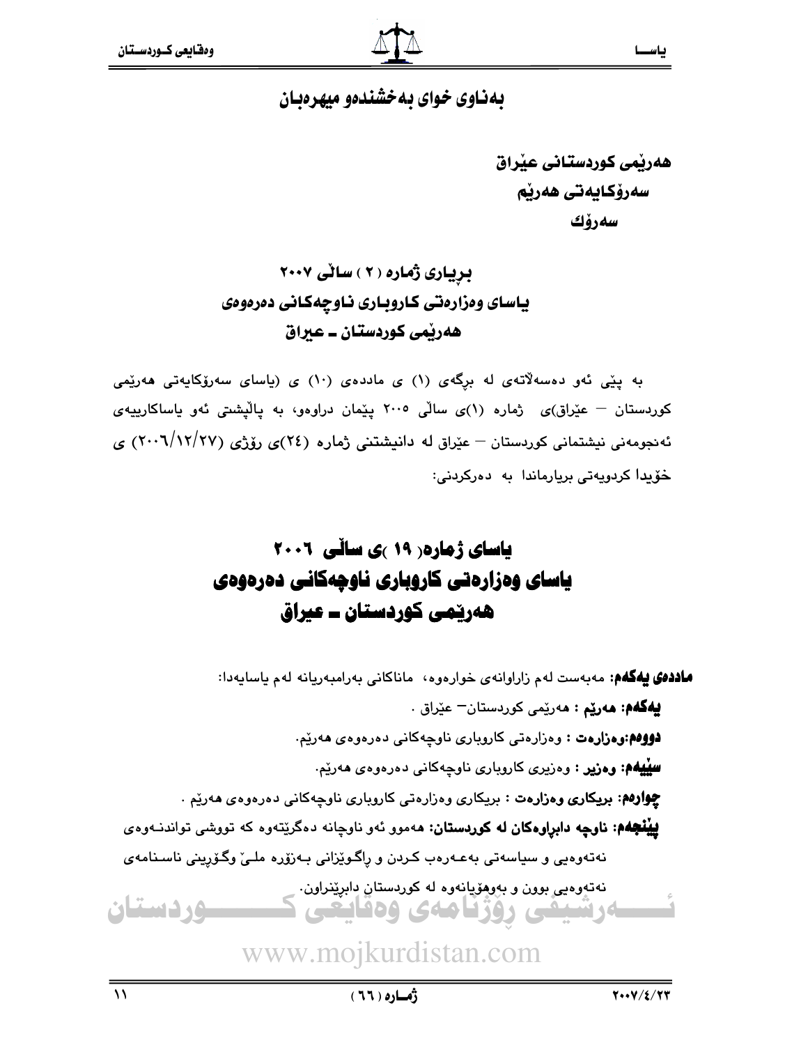بەناوی خوای بەخشندەو میهرەبان

**هەرێمی کوردستانی عێراق**
**سەرۆکایەتی هەرێم**
**سەرۆك**

## بڕیاری ژمارە ( ٢ ) ساڵی ٢٠٠٧
## یاسای وەزارەتی کاروباری ناوچەکانی دەرەوەی هەرێمی کوردستان ـ عیراق

بە پێی ئەو دەسەڵاتەی لە بڕگەی (١) ی ماددەی (١٠) ی (یاسای سەرۆکایەتی هەرێمی کوردستان – عێراق)ی ژمارە (١)ی ساڵی ٢٠٠٥ پێمان دراوەو، بە پاڵپشتی ئەو یاساکارییەی ئەنجومەنی نیشتمانی کوردستان – عێراق لە دانیشتنی ژمارە (٢٤)ی ڕۆژی (٢٧/١٢/٢٠٠٦) ی خۆیدا کردویەتی بریارماندا بە دەرکردنی:

# یاسای ژمارە( ١٩ )ی ساڵی ٢٠٠٦
# یاسای وەزارەتی کاروباری ناوچەکانی دەرەوەی هەرێمی کوردستان ـ عیراق

**ماددەی یەکەم:** مەبەست لەم زاراوانەی خوارەوە، ماناکانی بەرامبەریانە لەم یاسایەدا:

**یەکەم: هەرێم :** هەرێمی کوردستان– عێراق .

**دووەم:وەزارەت :** وەزارەتی کاروباری ناوچەکانی دەرەوەی هەرێم.

**سێیەم: وەزیر :** وەزیری کاروباری ناوچەکانی دەرەوەی هەرێم.

**چوارەم: بریکاری وەزارەت :** بریکاری وەزارەتی کاروباری ناوچەکانی دەرەوەی هەرێم .

**پێنجەم: ناوچە دابڕاوەکان لە کوردستان:** هەموو ئەو ناوچانە دەگرێتەوە کە تووشی تواندنەوەی نەتەوەیی و سیاسەتی بەعەرەب کردن و ڕاگوێزانی بەزۆرە ملێ وگۆڕینی ناسنامەی نەتەوەیی بوون و بەوهۆیانەوە لە کوردستان دابڕێنراون.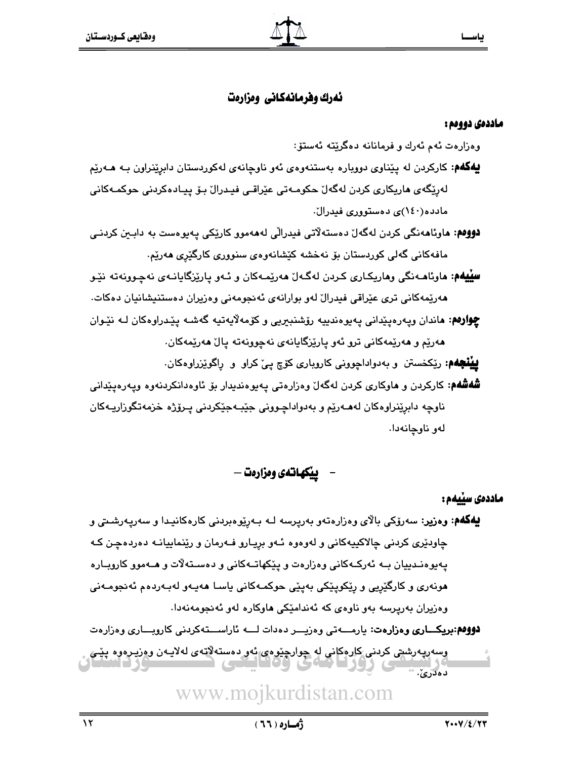## ئەرك وفرمانەكانی وەزارەت

**ماددەی دووەم:**

وەزارەت ئەم ئەرك و فرمانانە دەگرێتە ئەستۆ:

**یەكەم:** كاركردن لە پێناوی دووبارە بەستنەوەی ئەو ناوچانەی لەكوردستان دابڕێنراون بـە هـەرێم لەڕێگەی هاریكاری كردن لەگەڵ حكومـەتی عێراقـی فیـدراڵ بـۆ پیـادەكردنی حوكمـەكانی ماددە(١٤٠)ی دەستووری فیدراڵ.

**دووەم:** هاوئاهەنگی كردن لەگەڵ دەستەڵاتی فیدراڵی لەهەموو كارێكی پەیوەست بە دابـین كردنـی مافەكانی گەلی كوردستان بۆ نەخشە كێشانەوەی سنووری كارگێڕی هەرێم.

**سێیەم:** هاوئاهـەنگی وهاریكـاری كـردن لەگـەڵ هەرێمـەكان و ئـەو پارێزگایانـەی نەچـوونەتە نێـو هەرێمەكانی تری عێراقی فیدراڵ لەو بوارانەی ئەنجومەنی وەزیران دەستنیشانیان دەكات.

**چوارەم:** هاندان وپەرەپێدانی پەیوەندییە رۆشنبیریی و كۆمەڵایەتیە گەشـە پێدراوەكان لـە نێـوان هەرێم و هەرێمەكانی ترو ئەو پارێزگایانەی نەچوونەتە پاڵ هەرێمەكان.

**پێنجەم:** رێكخستن و بەدواداچوونی كاروباری كۆچ پێ كراو و ڕاگوێزراوەكان.

**شەشەم:** كاركردن و هاوكاری كردن لەگەڵ وەزارەتی پەیوەندیدار بۆ ئاوەدانكردنەوە وپەرەپێدانی ناوچە دابڕێنراوەكان لەهـەرێم و بەدواداچـوونی جێبـەجێكردنی پـرۆژە خزمەتگوزاریـەكان لەو ناوچانەدا.

## - پێكهاتەی وەزارەت -

**ماددەی سێیەم:**

**یەكەم: وەزیر:** سەرۆكی باڵای وەزارەتەو بەرپرسە لـە بـەڕێوەبردنی كارەكانیـدا و سەرپەرشـتی و چاودێری كردنی چالاكییەكانی و لەوەوە ئـەو بڕیـارو فـەرمان و رێنماییانـە دەردەچـن كـە پەیوەنـدییان بـە ئەركـەكانی وەزارەت و پێكهاتـەكانی و دەسـتەڵات و هـەموو كاروبـارە هونەری و كارگێڕیی و رێكوپێكی بەپێی حوكمـەكانی یاسـا هەیـەو لەبـەردەم ئەنجومـەنی وەزیران بەرپرسە بەو ناوەی كە ئەندامێكی هاوكارە لەو ئەنجومەنەدا.

**دووەم:بریكـــاری وەزارەت:** یارمـــەتی وەزیـــر دەدات لـــە ئاراســـتەكردنی كاروبـــاری وەزارەت وسەرپەرشتی كردنی كارەكانی لە چوارچێوەی ئەو دەستەڵاتەی لەلایـەن وەزیـرەوە پێـی دەدرێ.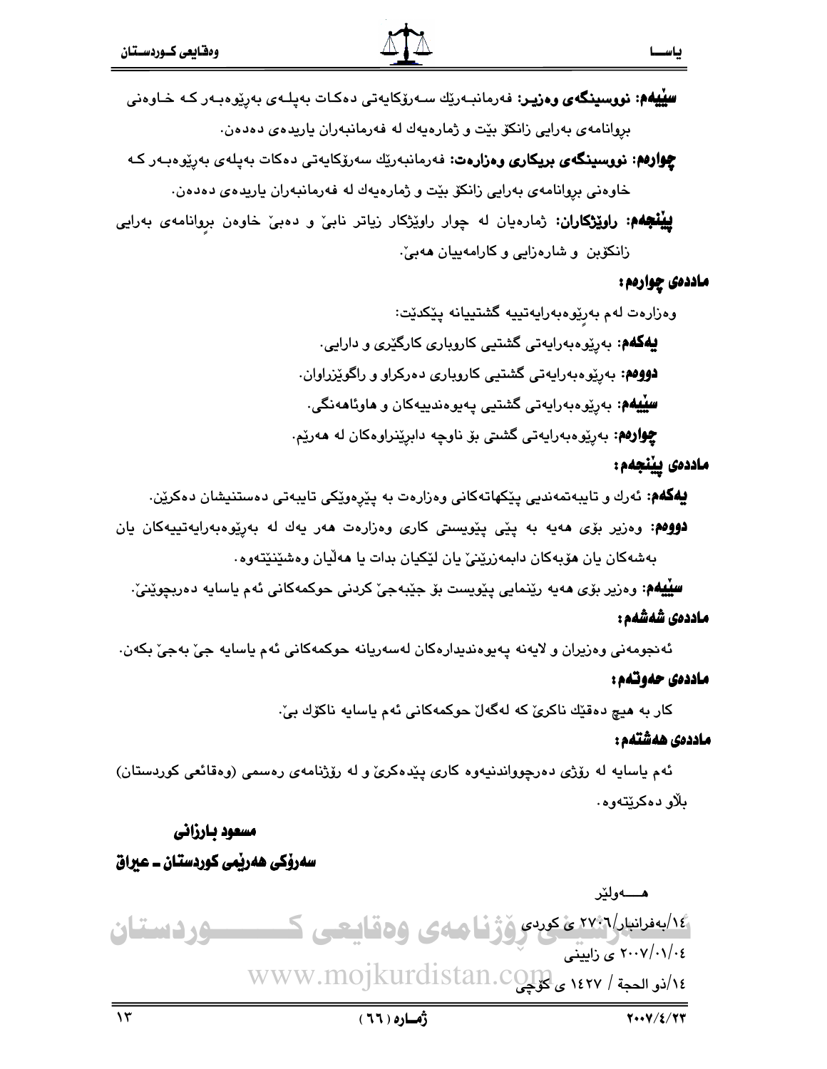**سێیەم: نووسینگەی وەزیـر:** فەرمانبـەرێك سـەرۆكایەتی دەكـات بەپلـەی بەڕێوەبـەر كـە خـاوەنی بروانامەی بەرایی زانكۆ بێت و ژمارەیەك لە فەرمانبەران یاریدەی دەدەن.

**چوارەم: نووسینگەی بریكاری وەزارەت:** فەرمانبەرێك سەرۆكایەتی دەكات بەپلەی بەڕێوەبـەر كـە خاوەنی بروانامەی بەرایی زانكۆ بێت و ژمارەیەك لە فەرمانبەران یاریدەی دەدەن.

**پێنجەم: راوێژكاران:** ژمارەیان لە چوار راوێژكار زیاتر نابێ و دەبێ خاوەن بڕوانامەی بەرایی زانكۆبن و شارەزایی و كارامەییان هەبێ.

**ماددەی چوارەم:**

وەزارەت لەم بەڕێوەبەرایەتییە گشتییانە پێكدێت:

**یەكەم:** بەڕێوەبەرایەتی گشتیی كاروباری كارگێری و دارایی.

**دووەم:** بەڕێوەبەرایەتی گشتیی كاروباری دەركراو و راگوێزراوان.

**سێیەم:** بەڕێوەبەرایەتی گشتیی پەیوەندییەكان و هاوئاهەنگی.

**چوارەم:** بەڕێوەبەرایەتی گشتی بۆ ناوچە دابڕێنراوەكان لە هەرێم.

**ماددەی پێنجەم:**

**یەكەم:** ئەرك و تایبەتمەندیی پێكهاتەكانی وەزارەت بە پێڕەوێكی تایبەتی دەستنیشان دەكرێن.

**دووەم:** وەزیر بۆی هەیە بە پێی پێویستی كاری وەزارەت هەر یەك لە بەڕێوەبەرایەتییەكان یان بەشەكان یان هۆبەكان دابمەزرێنێ یان لێكیان بدات یا هەڵیان وەشێنێتەوە.

**سێیەم:** وەزیر بۆی هەیە رێنمایی پێویست بۆ جێبەجێ كردنی حوكمەكانی ئەم یاسایە دەربچوێنێ.

**ماددەی شەشەم:**

ئەنجومەنی وەزیران و لایەنە پەیوەندیدارەكان لەسەریانە حوكمەكانی ئەم یاسایە جێ بەجێ بكەن.

**ماددەی حەوتەم:**

كار بە هیچ دەقێك ناكرێ كە لەگەڵ حوكمەكانی ئەم یاسایە ناكۆك بێ.

**ماددەی هەشتەم:**

ئەم یاسایە لە رۆژی دەرچوواندنیەوە كاری پێدەكرێ و لە رۆژنامەی رەسمی (وەقائعی كوردستان) بڵاو دەكرێتەوە.

**مسعود بارزانی**

**سەرۆكی هەرێمی كوردستان ـ عیراق**

هـــــەولێر

١٤/بەفرانبار/٢٧٠٦ ی كوردی

٢٠٠٧/٠١/٠٤ ی زایینی

١٤/ذو الحجة / ١٤٢٧ ی كۆچی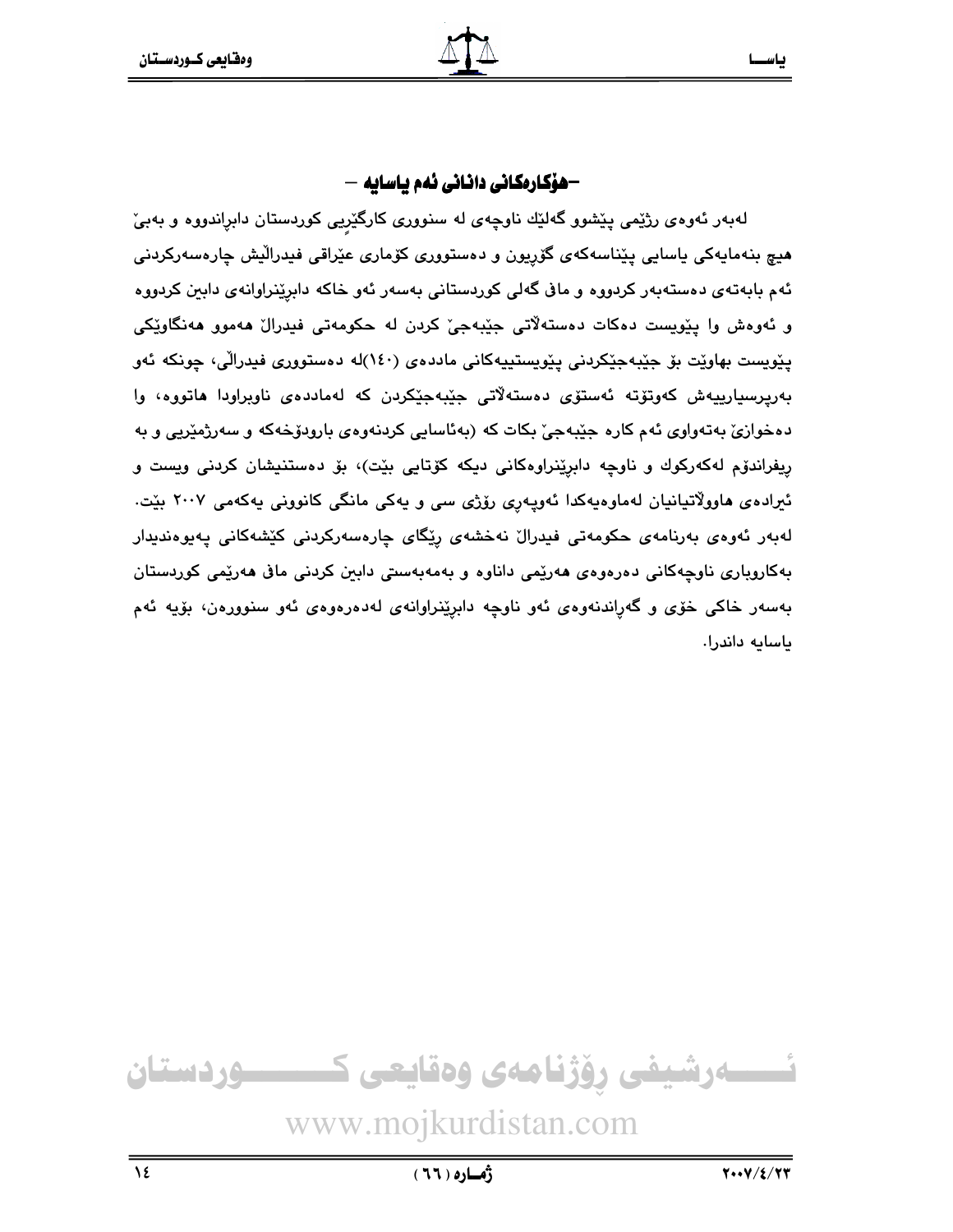## -هۆكارەكانی دانانی ئەم یاسایە -

لەبەر ئەوەی رژێمی پێشوو گەلێك ناوچەی لە سنووری كارگێڕیی كوردستان دابڕاندووە و بەبێ هیچ بنەمایەكی یاسایی پێناسەكەی گۆڕیون و دەستووری كۆماری عێراقی فیدراڵیش چارەسەركردنی ئەم بابەتەی دەستەبەر كردووە و مافی گەلی كوردستانی بەسەر ئەو خاكە دابڕێنراوانەی دابین كردووە و ئەوەش وا پێویست دەكات دەستەڵاتی جێبەجێ كردن لە حكومەتی فیدراڵ هەموو هەنگاوێكی پێویست بهاوێت بۆ جێبەجێكردنی پێویستییەكانی ماددەی (١٤٠)لە دەستووری فیدراڵی، چونكە ئەو بەرپرسیارییەش كەوتۆتە ئەستۆی دەستەڵاتی جێبەجێكردن كە لەماددەی ناوبراودا هاتووە، وا دەخوازێ بەتەواوی ئەم كارە جێبەجێ بكات كە (بەئاسایی كردنەوەی بارودۆخەكە و سەرژمێریی و بە ریفراندۆم لەكەركوك و ناوچە دابڕێنراوەكانی دیكە كۆتایی بێت)، بۆ دەستنیشان كردنی ویست و ئیرادەی هاوولاتیانیان لەماوەیەكدا ئەوپەڕی رۆژی سی و یەكی مانگی كانوونی یەكەمی ٢٠٠٧ بێت. لەبەر ئەوەی بەرنامەی حكومەتی فیدراڵ نەخشەی رێگای چارەسەركردنی كێشەكانی پەیوەندیدار بەكاروباری ناوچەكانی دەرەوەی هەرێمی داناوە و بەمەبەستی دابین كردنی مافی هەرێمی كوردستان بەسەر خاكی خۆی و گەڕاندنەوەی ئەو ناوچە دابڕێنراوانەی لەدەرەوەی ئەو سنوورەن، بۆیە ئەم یاسایە داندرا.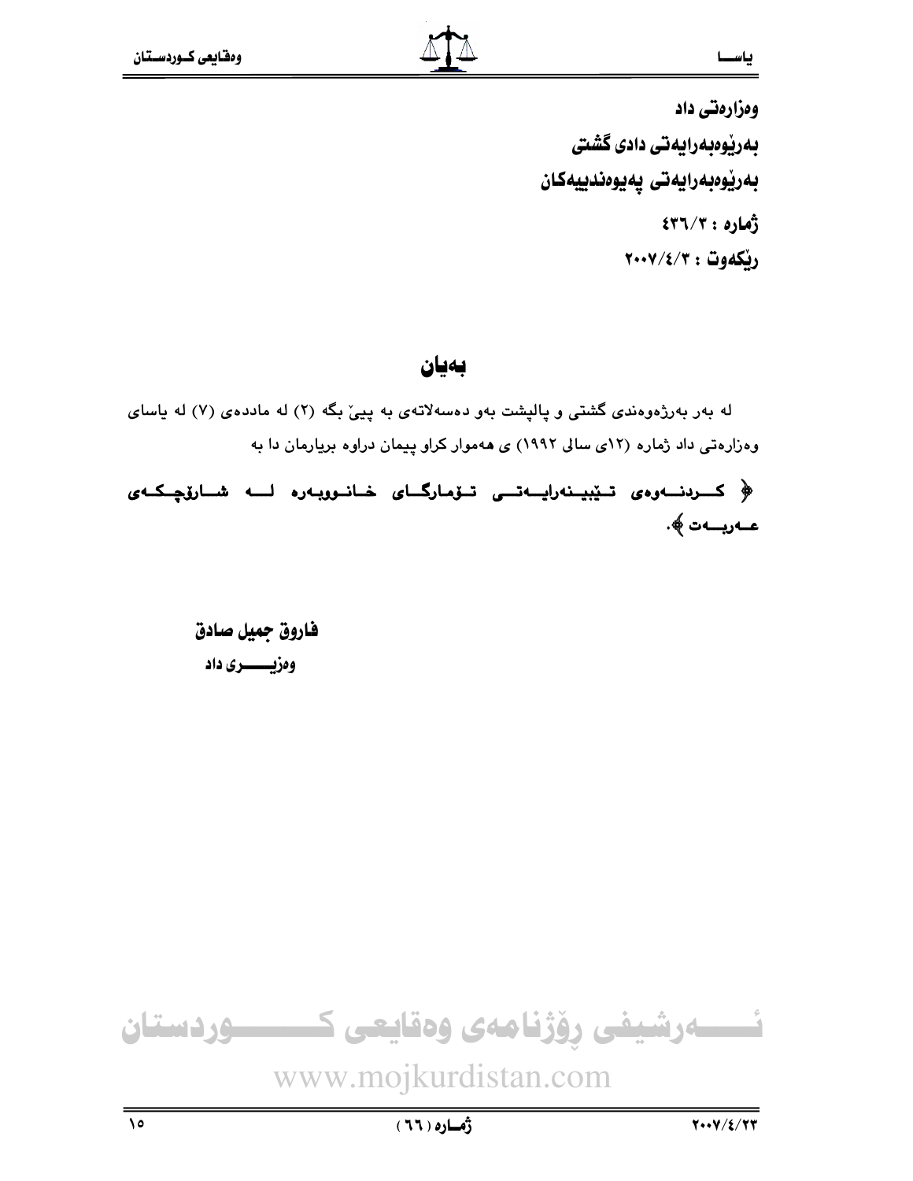**وەزارەتی داد**
**بەڕێوەبەرایەتی دادی گشتی**
**بەڕێوەبەرایەتی پەیوەندییەکان**
**ژمارە : ٤٣٦/٣**
**ڕێکەوت : ٢٠٠٧/٤/٣**

## بەیان

لە بەر بەرژەوەندی گشتی و پالپشت بەو دەسەلاتەی بە پێی بگە (٢) لە ماددەی (٧) لە یاسای وەزارەتی داد ژمارە (١٢ی ساڵی ١٩٩٢) ی هەموار کراو پیمان دراوە بریارمان دا بە

**﴿ کردنەوەی تێبینەرایەتی تۆمارگای خانوویەرە لە شارۆچکەی عەربەت ﴾.**

**فاروق جمیل صادق**
**وەزیری داد**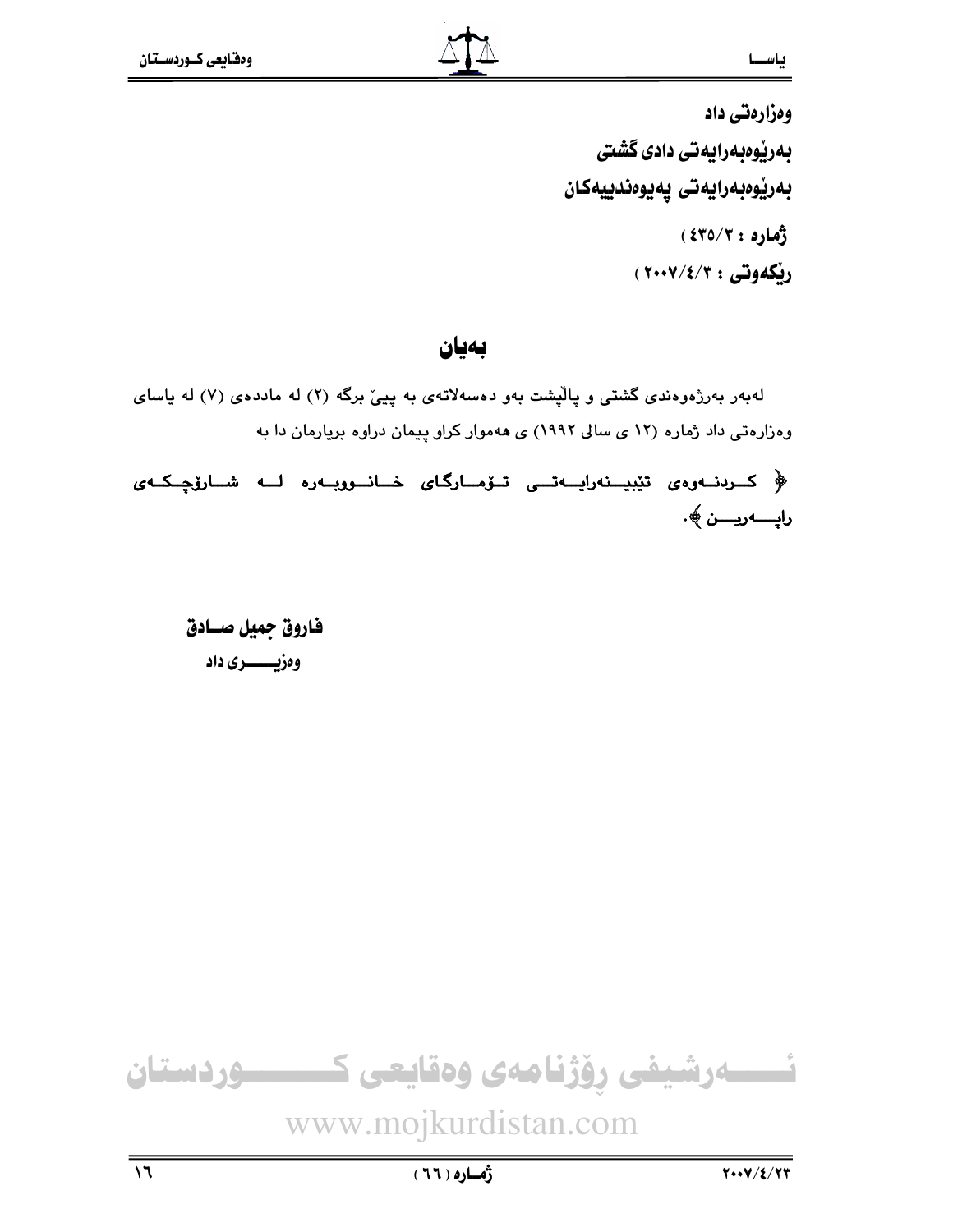وەزارەتی داد

بەڕێوەبەرایەتی دادی گشتی

بەڕێوەبەرایەتی پەیوەندییەکان

ژمارە : (٤٣٥/٣)

ڕێکەوتی : (٢٠٠٧/٤/٣)

# بەیان

لەبەر بەرژەوەندی گشتی و پاڵپشت بەو دەسەلاتەی بە پێی برگە (٢) لە ماددەی (٧) لە یاسای وەزارەتی داد ژمارە (١٢ ی ساڵی ١٩٩٢) ی هەموار کراو پیمان دراوە بریارمان دا بە

﴿ کردنەوەی تێبینەرایەتی تۆمارگای خانووبەرە لە شارۆچکەی راپەرین ﴾.

**فاروق جمیل صادق**

**وەزیری داد**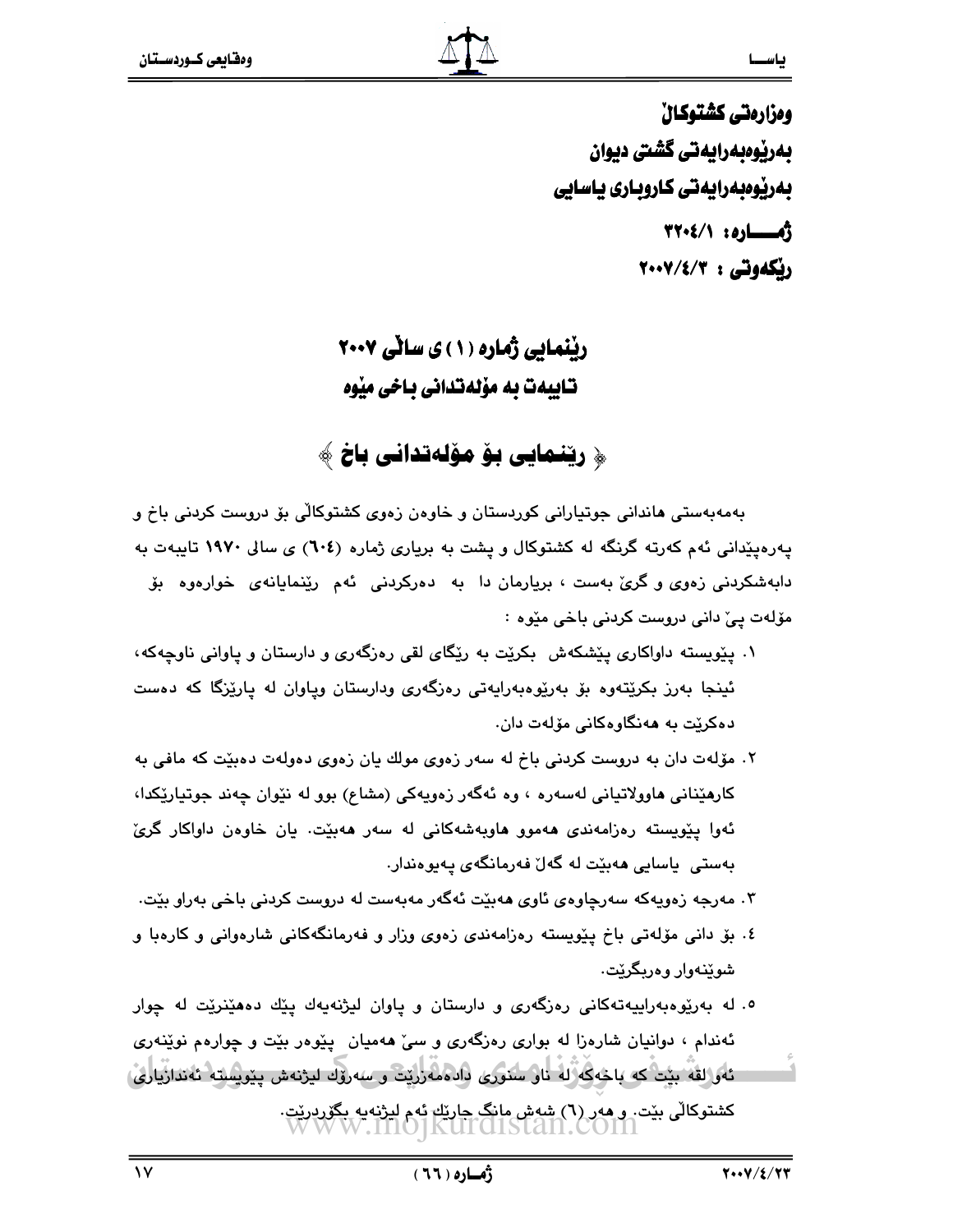**وەزارەتی کشتوکاڵ**
**بەڕێوەبەرایەتی گشتی دیوان**
**بەڕێوەبەرایەتی کاروباری یاسایی**
**ژمـــارە: ٣٢٠٤/١**
**ڕێکەوتی : ٢٠٠٧/٤/٣**

# ڕێنمایی ژمارە (١) ی ساڵی ٢٠٠٧
# تایبەت بە مۆڵەتدانی باخی مێوە

## ﴿ ڕێنمایی بۆ مۆڵەتدانی باخ ﴾

بەمەبەستی هاندانی جوتیارانی کوردستان و خاوەن زەوی کشتوکاڵی بۆ دروست کردنی باخ و پەرەپێدانی ئەم کەرتە گرنگە لە کشتوکال و پشت بە بڕیاری ژمارە (٦٠٤) ی ساڵی ١٩٧٠ تایبەت بە دابەشکردنی زەوی و گرێ بەست ، بڕیارمان دا بە دەرکردنی ئەم ڕێنمایانەی خوارەوە بۆ مۆڵەت پێ دانی دروست کردنی باخی مێوە :

١. پێویستە داواکاری پێشکەش بکرێت بە ڕێگای لقی ڕەزگەری و دارستان و پاوانی ناوچەکە، ئینجا بەرز بکرێتەوە بۆ بەڕێوەبەرایەتی ڕەزگەری ودارستان وپاوان لە پارێزگا کە دەست دەکرێت بە هەنگاوەکانی مۆڵەت دان.

٢. مۆڵەت دان بە دروست کردنی باخ لە سەر زەوی مولك یان زەوی دەوڵەت دەبێت کە مافی بە کارهێنانی هاوولاتیانی لەسەرە ، وە ئەگەر زەویەکی (مشاع) بوو لە نێوان چەند جوتیارێکدا، ئەوا پێویستە ڕەزامەندی هەموو هاوبەشەکانی لە سەر هەبێت. یان خاوەن داواکار گرێ بەستی یاسایی هەبێت لە گەڵ فەرمانگەی پەیوەندار.

٣. مەرجە زەویەکە سەرچاوەی ئاوی هەبێت ئەگەر مەبەست لە دروست کردنی باخی بەراو بێت.

٤. بۆ دانی مۆڵەتی باخ پێویستە ڕەزامەندی زەوی وزار و فەرمانگەکانی شارەوانی و کارەبا و شوێنەوار وەربگرێت.

٥. لە بەڕێوەبەرایەتەکانی ڕەزگەری و دارستان و پاوان لیژنەیەك پێك دەهێنرێت لە چوار ئەندام ، دوانیان شارەزا لە بواری ڕەزگەری و سێ هەمیان پێوەر بێت و چوارەم نوێنەری ئەو لقە بێت کە باخەکە لە ناو سنوری دادەمەزرێت و سەرۆك لیژنەش پێویستە ئەندازیاری کشتوکاڵی بێت. و هەر (٦) شەش مانگ جارێك ئەم لیژنەیە بگۆردرێت.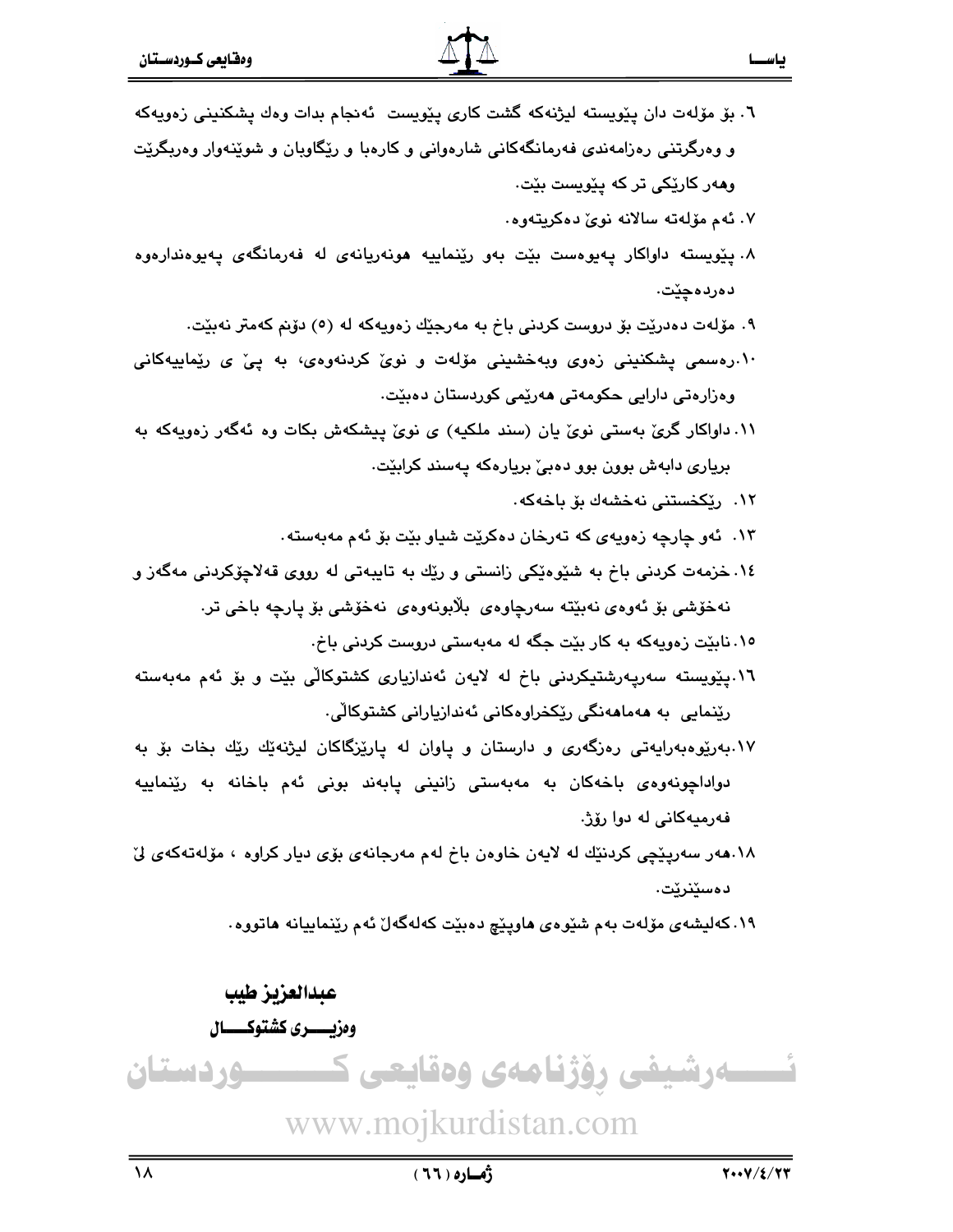٦. بۆ مۆڵەت دان پێویستە لیژنەکە گشت کاری پێویست ئەنجام بدات وەك پشکنینی زەویەکە و وەرگرتنی رەزامەندی فەرمانگەکانی شارەوانی و کارەبا و رێگاوبان و شوێنەوار وەربگرێت وەهەر کارێکی تر کە پێویست بێت.

٧. ئەم مۆڵەتە سالانە نوێ دەکریتەوە.

٨. پێویستە داواکار پەیوەست بێت بەو رێنماییە هونەریانەی لە فەرمانگەی پەیوەندارەوە دەردەچێت.

٩. مۆڵەت دەدرێت بۆ دروست کردنی باخ بە مەرجێك زەویەکە لە (٥) دۆنم کەمتر نەبێت.

١٠. رەسمی پشکنینی زەوی وبەخشینی مۆڵەت و نوێ کردنەوەی، بە پێ ی رێماییەکانی وەزارەتی دارایی حکومەتی هەرێمی کوردستان دەبێت.

١١. داواکار گرێ بەستی نوێ یان (سند ملکیە) ی نوێ پیشکەش بکات وە ئەگەر زەویەکە بە بریاری دابەش بوون بوو دەبێ بریارەکە پەسند کرابێت.

١٢. رێکخستنی نەخشەك بۆ باخەکە.

١٣. ئەو چارچە زەویەی کە تەرخان دەکرێت شیاو بێت بۆ ئەم مەبەستە.

١٤. خزمەت کردنی باخ بە شێوەیکی زانستی و رێك بە تایبەتی لە رووی قەلاچۆکردنی مەگەز و نەخۆشی بۆ ئەوەی نەبێتە سەرچاوەی بڵاوبونەوەی نەخۆشی بۆ پارچە باخی تر.

١٥. نابێت زەویەکە بە کار بێت جگە لە مەبەستی دروست کردنی باخ.

١٦. پێویستە سەرپەرشتیکردنی باخ لە لایەن ئەندازیاری کشتوکاڵی بێت و بۆ ئەم مەبەستە رێنمایی بە هەماهەنگی رێکخراوەکانی ئەندازیارانی کشتوکاڵی.

١٧. بەرێوەبەرایەتی رەزگەری و دارستان و پاوان لە پارێزگاکان لیژنەێك رێك بخات بۆ بە دواداچونەوەی باخەکان بە مەبەستی زانینی پابەند بونی ئەم باخانە بە رێنماییە فەرمیەکانی لە دوا رۆژ.

١٨. هەر سەرپێچی کردنێك لە لایەن خاوەن باخ لەم مەرجانەی بۆی دیار کراوە ، مۆڵەتەکەی لێ دەسێنرێت.

١٩. کەلیشەی مۆڵەت بەم شێوەی هاوپێچ دەبێت کەلەگەڵ ئەم رێنماییانە هاتووە.

**عبدالعزیز طیب**

**وەزیـــــری کشتوکـــــاڵ**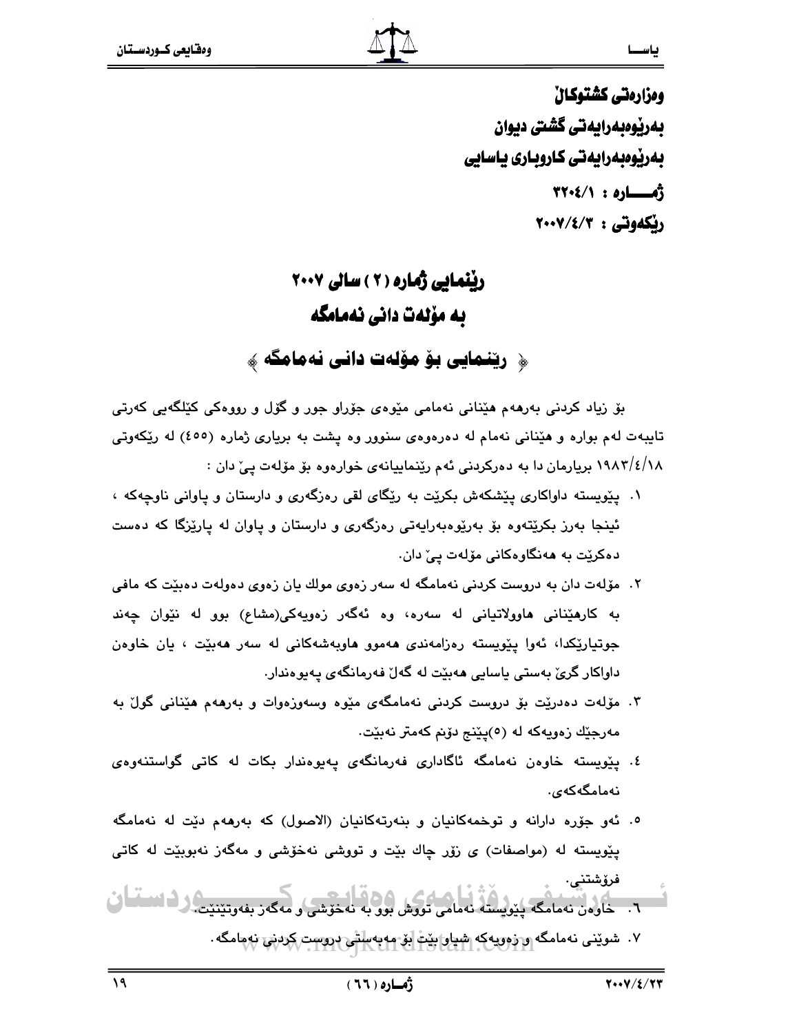وەزارەتی کشتوکاڵ
بەڕێوەبەرایەتی گشتی دیوان
بەڕێوەبەرایەتی کاروباری یاسایی
ژمـــارە : ٣٢٠٤/١
ڕێکەوتی : ٢٠٠٧/٤/٣

# ڕێنمایی ژمارە (٢) ساڵی ٢٠٠٧
# بە مۆڵەت دانی نەمامگە

## ﴿ ڕێنمایی بۆ مۆڵەت دانی نەمامگە ﴾

بۆ زیاد کردنی بەرهەم هێنانی نەمامی مێوەی جۆراو جور و گوڵ و ڕووەکی کێڵگەیی کەرتی تایبەت لەم بوارە و هێنانی نەمام لە دەرەوەی سنوور وە پشت بە بڕیاری ژمارە (٤٥٥) لە ڕێکەوتی ١٩٨٣/٤/١٨ بڕیارمان دا بە دەرکردنی ئەم ڕێنماییانەی خوارەوە بۆ مۆڵەت پێ دان :

١. پێویستە داواکاری پێشکەش بکرێت بە ڕێگای لقی ڕەزگەری و دارستان و پاوانی ناوچەکە ، ئینجا بەرز بکرێتەوە بۆ بەڕێوەبەرایەتی ڕەزگەری و دارستان و پاوان لە پارێزگا کە دەست دەکرێت بە هەنگاوەکانی مۆڵەت پێ دان.
٢. مۆڵەت دان بە دروست کردنی نەمامگە لە سەر زەوی موڵك یان زەوی دەوڵەت دەبێت کە مافی بە کارهێنانی هاووڵاتیانی لە سەرە، وە ئەگەر زەویەکی(مشاع) بوو لە نێوان چەند جوتیارێکدا، ئەوا پێویستە ڕەزامەندی هەموو هاوبەشەکانی لە سەر هەبێت ، یان خاوەن داواکار گرێ بەستی یاسایی هەبێت لە گەڵ فەرمانگەی پەیوەندار.
٣. مۆڵەت دەدرێت بۆ دروست کردنی نەمامگەی مێوە وسەوزەوات و بەرهەم هێنانی گوڵ بە مەرجێك زەویەکە لە (٥)پێنج دۆنم کەمتر نەبێت.
٤. پێویستە خاوەن نەمامگە ئاگاداری فەرمانگەی پەیوەندار بکات لە کاتی گواستنەوەی نەمامگەکەی.
٥. ئەو جۆرە دارانە و توخمەکانیان و بنەرتەکانیان (الاصول) کە بەرهەم دێت لە نەمامگە پێویستە لە (مواصفات) ی زۆر چاك بێت و تووشی نەخۆشی و مەگەز نەبوبێت لە کاتی فرۆشتنی.
٦. خاوەن نەمامگە پێویستە نەمامی تووش بوو بە نەخۆشی و مەگەز بفەوتێنێت.
٧. شوێنی نەمامگە و زەویەکە شیاو بێت بۆ مەبەستی دروست کردنی نەمامگە.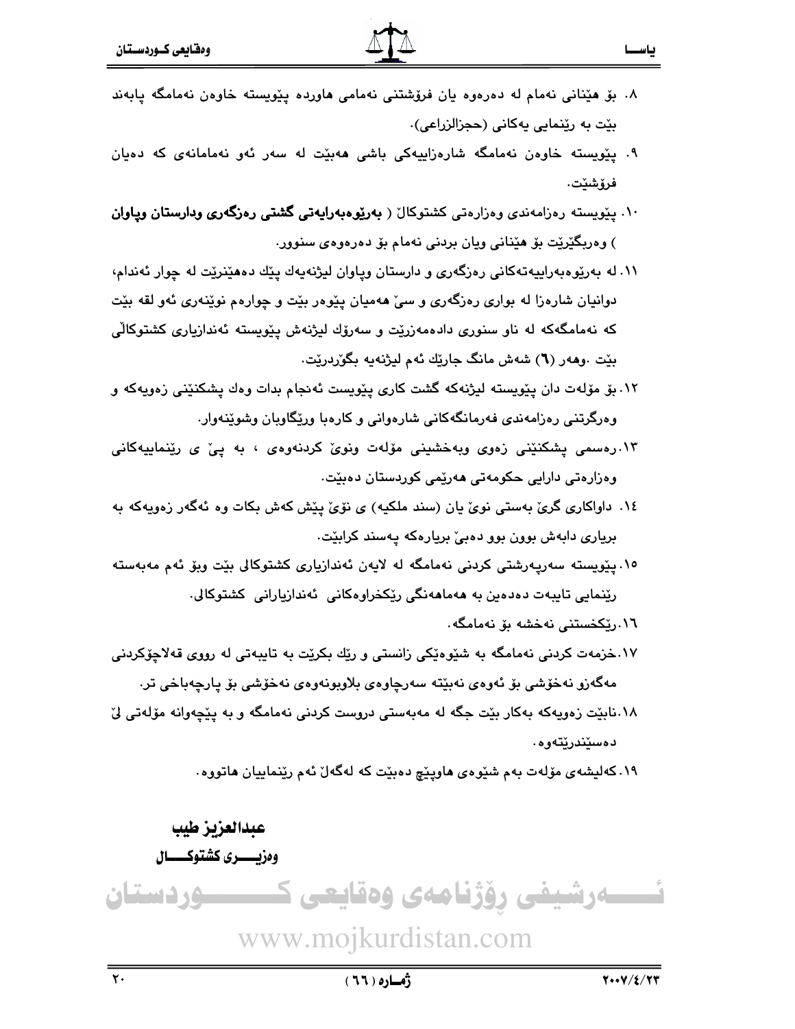٨. بۆ هێنانی نەمام لە دەرەوە یان فرۆشتنی نەمامی هاوردە پێویستە خاوەن نەمامگە پابەند بێت بە ڕێنمایی یەکانی (حجزالزراعی).

٩. پێویستە خاوەن نەمامگە شارەزاییەکی باشی هەبێت لە سەر ئەو نەمامانەی کە دەیان فرۆشێت.

١٠. پێویستە ڕەزامەندی وەزارەتی کشتوکاڵ ( **بەڕێوەبەرایەتی گشتی ڕەزگەری ودارستان وپاوان** ) وەربگیرێت بۆ هێنانی ویان بردنی نەمام بۆ دەرەوەی سنوور.

١١. لە بەڕێوەبەراییەتەکانی ڕەزگەری و دارستان وپاوان لیژنەیەك پێك دەهێنرێت لە چوار ئەندام، دوانیان شارەزا لە بواری ڕەزگەری و سێ هەمیان پێوەر بێت و چوارەم نوێنەری ئەو لقە بێت کە نەمامگەکە لە ناو سنوری دادەمەزرێت و سەرۆك لیژنەش پێویستە ئەندازیاری کشتوکاڵی بێت .وەهەر (٦) شەش مانگ جارێك ئەم لیژنەیە بگۆردرێت.

١٢. بۆ مۆلەت دان پێویستە لیژنەکە گشت کاری پێویست ئەنجام بدات وەك پشکنێنی زەویەکە و وەرگرتنی ڕەزامەندی فەرمانگەکانی شارەوانی و کارەبا وڕێگاوبان وشوێنەوار.

١٣. ڕەسمی پشکنێنی زەوی وبەخشینی مۆلەت ونوێ کردنەوەی ، بە پێ ی ڕێنماییەکانی وەزارەتی دارایی حکومەتی هەرێمی کوردستان دەبێت.

١٤. داواکاری گرێ بەستی نوێ یان (سند ملکیە) ی نۆێ پێش کەش بکات وە ئەگەر زەویەکە بە بڕیاری دابەش بوون بوو دەبێ بڕیارەکە پەسند کرابێت.

١٥. پێویستە سەرپەرشتی کردنی نەمامگە لە لایەن ئەندازیاری کشتوکاڵی بێت وبۆ ئەم مەبەستە ڕێنمایی تایبەت دەدەین بە هەماهەنگی ڕێکخراوەکانی ئەندازیارانی کشتوکاڵی.

١٦. ڕێکخستنی نەخشە بۆ نەمامگە.

١٧. خزمەت کردنی نەمامگە بە شێوەیکی زانستی و ڕێك بکرێت بە تایبەتی لە ڕووی قەلاچۆکردنی مەگەزو نەخۆشی بۆ ئەوەی نەبێتە سەرچاوەی بلاوبونەوەی نەخۆشی بۆ پارچەباخی تر.

١٨. نابێت زەویەکە بەکار بێت جگە لە مەبەستی دروست کردنی نەمامگە و بە پێچەوانە مۆلەتی لێ دەسێندرێتەوە.

١٩. کەلیشەی مۆلەت بەم شێوەی هاوپێچ دەبێت کە لەگەڵ ئەم ڕێنماییان هاتووە.

**عبدالعزیز طیب**

**وەزیـــــری کشتوکـــــاڵ**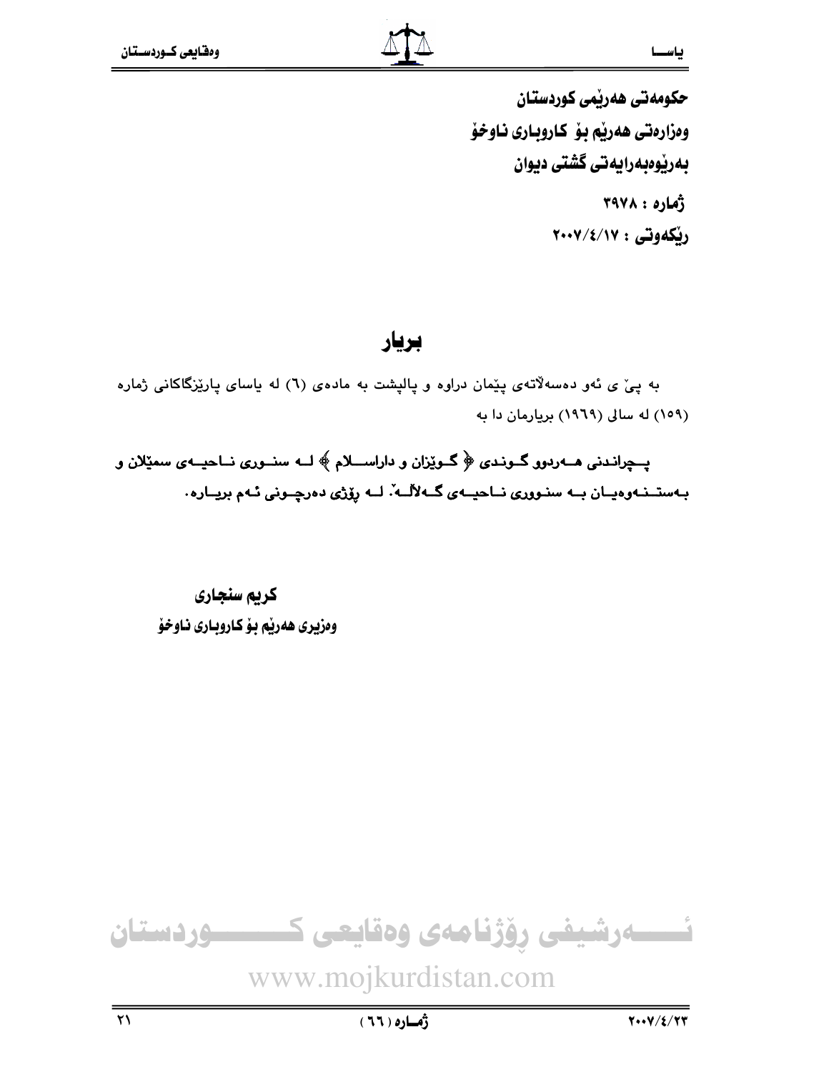**حکومەتی هەرێمی کوردستان**
**وەزارەتی هەرێم بۆ کاروباری ناوخۆ**
**بەڕێوەبەرایەتی گشتی دیوان**

**ژمارە : ٣٩٧٨**
**ڕێکەوتی : ٢٠٠٧/٤/١٧**

# بڕیار

بە پێ ی ئەو دەسەڵاتەی پێمان دراوە و پاڵپشت بە مادەی (٦) لە یاسای پارێزگاکانی ژمارە (١٥٩) لە ساڵی (١٩٦٩) بڕیارمان دا بە

**پـچڕاندنی هـەردوو گـوندی ﴿ گـوێزان و داراسـلام ﴾ لـە سنـوری نـاحیـەی سمێلان و بـەستـنـەوەیـان بـە سنـووری نـاحیـەی گـەڵاڵـە. لـە ڕۆژی دەرچـونی ئـەم بڕیـارە.**

**کریم سنجاری**
**وەزیری هەرێم بۆ کاروباری ناوخۆ**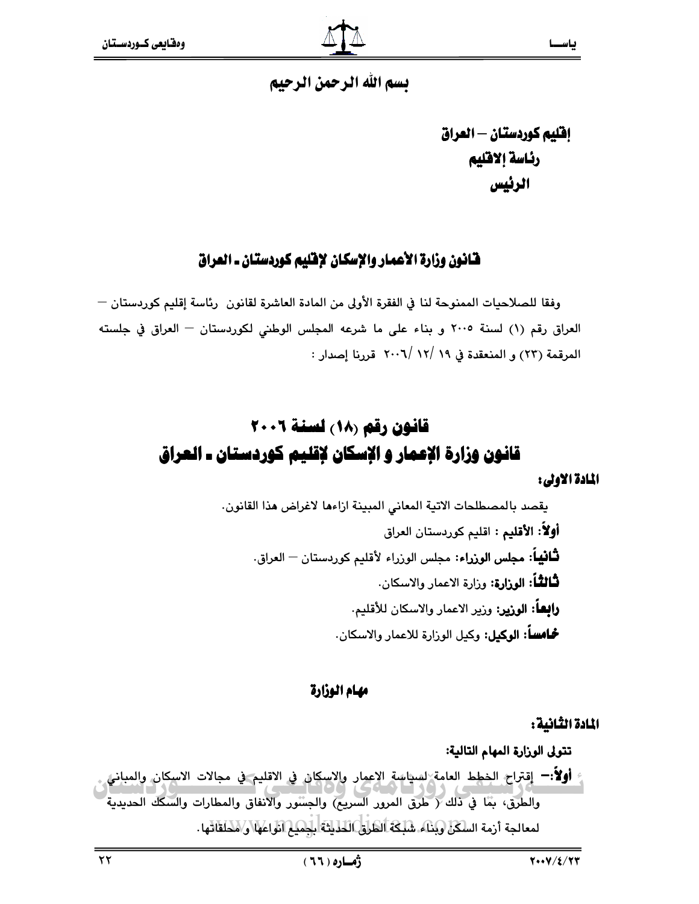بسم الله الرحمن الرحيم

**إقليم كوردستان – العراق**
**رئاسة إلاقليم**
**الرئيس**

## قانون وزارة الأعمار والإسكان لإقليم كوردستان ـ العراق

وفقا للصلاحيات الممنوحة لنا في الفقرة الأولى من المادة العاشرة لقانون رئاسة إقليم كوردستان – العراق رقم (١) لسنة ٢٠٠٥ و بناء على ما شرعه المجلس الوطني لكوردستان – العراق في جلسته المرقمة (٢٣) و المنعقدة في ١٩ /١٢/ ٢٠٠٦ قررنا إصدار :

# قانون رقم (١٨) لسنة ٢٠٠٦
# قانون وزارة الإعمار و الإسكان لإقليم كوردستان ـ العراق

**المادة الاولى:**

يقصد بالمصطلحات الاتية المعاني المبينة ازاءها لاغراض هذا القانون.

**أولاً: الأقليم** : اقليم كوردستان العراق

**ثانياً: مجلس الوزراء:** مجلس الوزراء لأقليم كوردستان – العراق.

**ثالثاً: الوزارة:** وزارة الاعمار والاسكان.

**رابعاً: الوزير:** وزير الاعمار والاسكان للأقليم.

**خامساً: الوكيل:** وكيل الوزارة للاعمار والاسكان.

### مهام الوزارة

**المادة الثانية:**

**تتولى الوزارة المهام التالية:**

**أولاً:–** إقتراح الخطط العامة لسياسة الاعمار والاسكان في الاقليم في مجالات الاسكان والمباني والطرق، بما في ذلك ( طرق المرور السريع) والجسور والانفاق والمطارات والسكك الحديدية لمعالجة أزمة السكن وبناء شبكة الطرق الحديثة بجميع انواعها و ملحقاتها.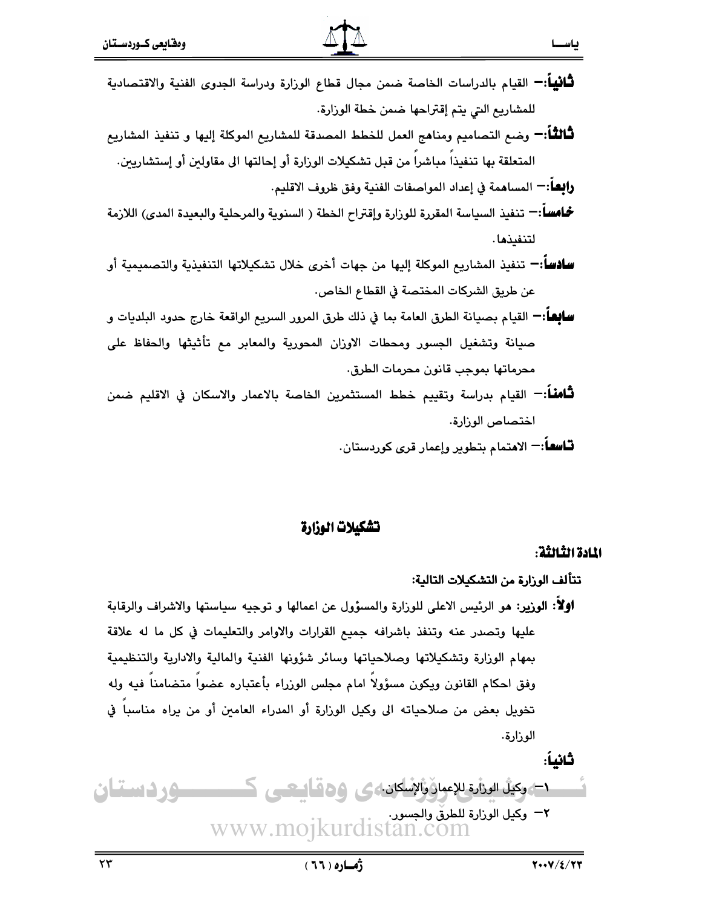**ثانياً:**– القيام بالدراسات الخاصة ضمن مجال قطاع الوزارة ودراسة الجدوى الفنية والاقتصادية للمشاريع التي يتم إقتراحها ضمن خطة الوزارة.

**ثالثاً:**– وضع التصاميم ومناهج العمل للخطط المصدقة للمشاريع الموكلة إليها و تنفيذ المشاريع المتعلقة بها تنفيذاً مباشراً من قبل تشكيلات الوزارة أو إحالتها الى مقاولين أو إستشاريين.

**رابعاً:**– المساهمة في إعداد المواصفات الفنية وفق ظروف الاقليم.

**خامساً:**– تنفيذ السياسة المقررة للوزارة وإقتراح الخطة ( السنوية والمرحلية والبعيدة المدى) اللازمة لتنفيذها.

**سادساً:**– تنفيذ المشاريع الموكلة إليها من جهات أخرى خلال تشكيلاتها التنفيذية والتصميمية أو عن طريق الشركات المختصة في القطاع الخاص.

**سابعاً:**– القيام بصيانة الطرق العامة بما في ذلك طرق المرور السريع الواقعة خارج حدود البلديات و صيانة وتشغيل الجسور ومحطات الاوزان المحورية والمعابر مع تأثيثها والحفاظ على محرماتها بموجب قانون محرمات الطرق.

**ثامناً:**– القيام بدراسة وتقييم خطط المستثمرين الخاصة بالاعمار والاسكان في الاقليم ضمن اختصاص الوزارة.

**تاسعاً:**– الاهتمام بتطوير وإعمار قرى كوردستان.

## تشكيلات الوزارة

### المادة الثالثة:

**تتألف الوزارة من التشكيلات التالية:**

**اولاً: الوزير:** هو الرئيس الاعلى للوزارة والمسؤول عن اعمالها و توجيه سياستها والاشراف والرقابة عليها وتصدر عنه وتنفذ باشرافه جميع القرارات والاوامر والتعليمات في كل ما له علاقة بمهام الوزارة وتشكيلاتها وصلاحياتها وسائر شؤونها الفنية والمالية والادارية والتنظيمية وفق احكام القانون ويكون مسؤولاً امام مجلس الوزراء بأعتباره عضواً متضامناً فيه وله تخويل بعض من صلاحياته الى وكيل الوزارة أو المدراء العامين أو من يراه مناسباً في الوزارة.

**ثانياً:**

١– وكيل الوزارة للإعمار والإسكان.

٢– وكيل الوزارة للطرق والجسور.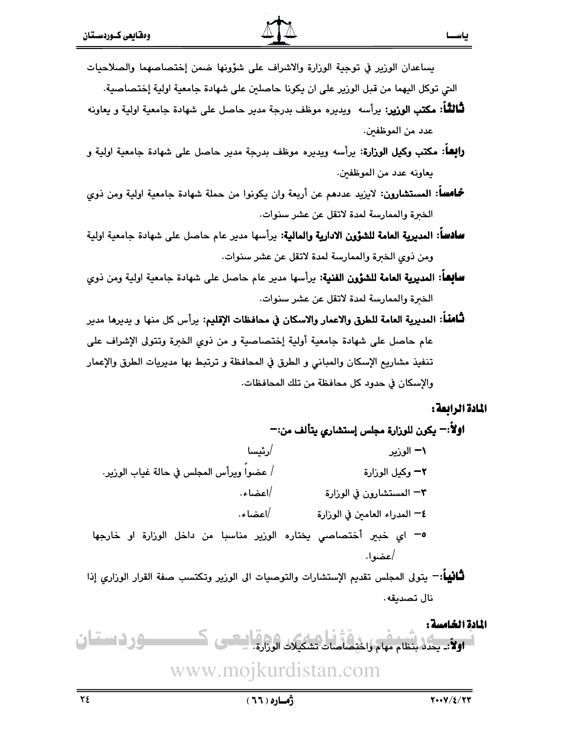يساعدان الوزير في توجية الوزارة والاشراف على شؤونها ضمن إختصاصهما والصلاحيات التي توكل اليهما من قبل الوزير على ان يكونا حاصلين على شهادة جامعية اولية إختصاصية.

**ثالثاً: مكتب الوزير:** يرأسه ويديره موظف بدرجة مدير حاصل على شهادة جامعية اولية و يعاونه عدد من الموظفين.

**رابعاً: مكتب وكيل الوزارة:** يرأسه ويديره موظف بدرجة مدير حاصل على شهادة جامعية اولية و يعاونه عدد من الموظفين.

**خامساً: المستشارون:** لايزيد عددهم عن أربعة وان يكونوا من حملة شهادة جامعية اولية ومن ذوي الخبرة والممارسة لمدة لاتقل عن عشر سنوات.

**سادساً: المديرية العامة للشؤون الادارية والمالية:** يرأسها مدير عام حاصل على شهادة جامعية اولية ومن ذوي الخبرة والممارسة لمدة لاتقل عن عشر سنوات.

**سابعاً: المديرية العامة للشؤون الفنية:** يرأسها مدير عام حاصل على شهادة جامعية اولية ومن ذوي الخبرة والممارسة لمدة لاتقل عن عشر سنوات.

**ثامناً: المديرية العامة للطرق والاعمار والاسكان في محافظات الإقليم:** يرأس كل منها و يديرها مدير عام حاصل على شهادة جامعية أولية إختصاصية و من ذوي الخبرة وتتولى الإشراف على تنفيذ مشاريع الإسكان والمباني و الطرق في المحافظة و ترتبط بها مديريات الطرق والإعمار والإسكان في حدود كل محافظة من تلك المحافظات.

**المادة الرابعة:**

**اولاً:- يكون للوزارة مجلس إستشاري يتألف من:-**

١- الوزير /رئيسا

٢- وكيل الوزارة / عضواً ويرأس المجلس في حالة غياب الوزير.

٣- المستشارون في الوزارة /اعضاء.

٤- المدراء العامين في الوزارة /اعضاء.

٥- اي خبير أختصاصي يختاره الوزير مناسبا من داخل الوزارة او خارجها /عضوا.

**ثانياً:-** يتولى المجلس تقديم الإستشارات والتوصيات الى الوزير وتكتسب صفة القرار الوزاري إذا نال تصديقه.

**المادة الخامسة:**

**اولاً:-** يحدد بنظام مهام واختصاصات تشكيلات الوزارة.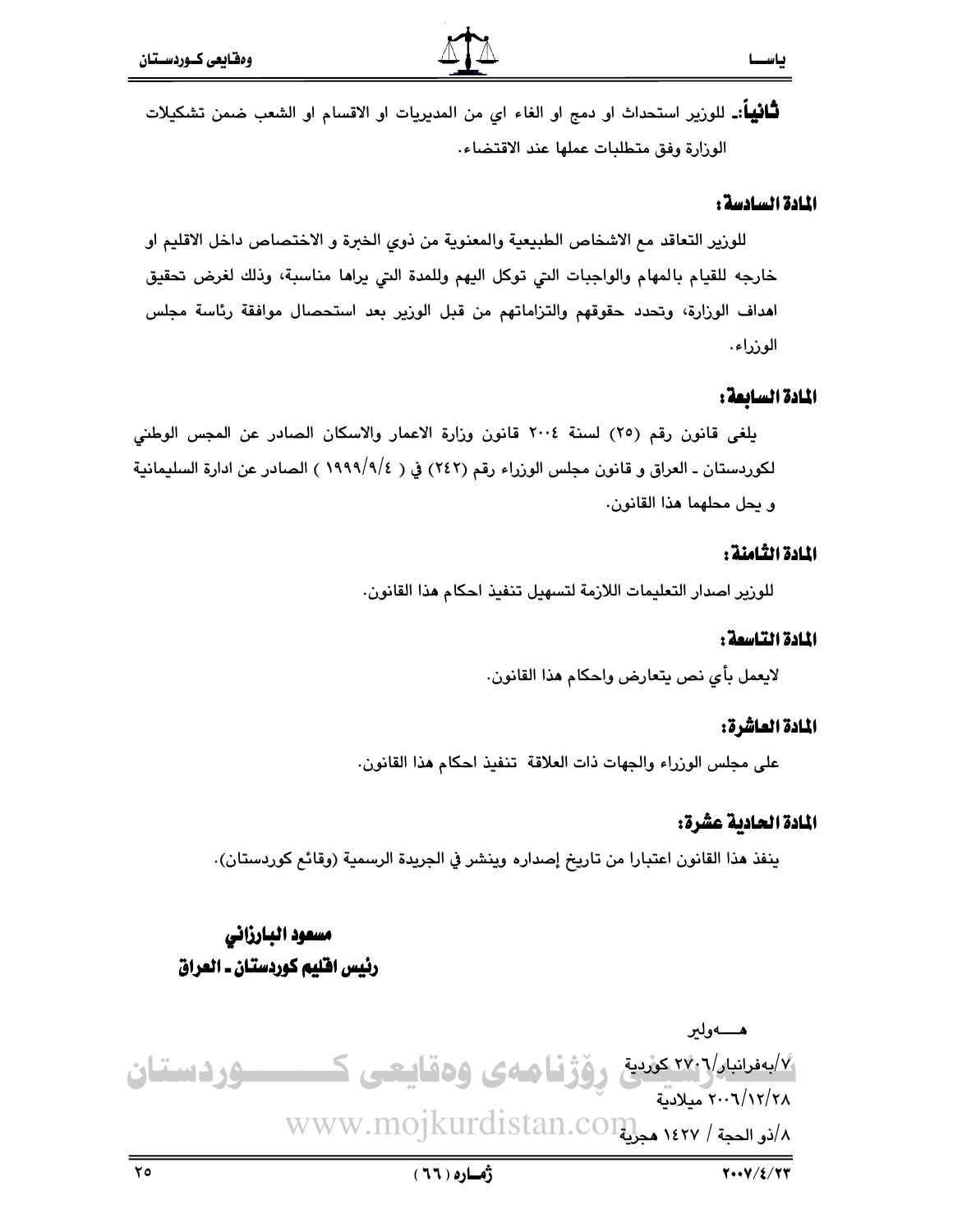**ثانياً**ـ للوزير استحداث او دمج او الغاء اي من المديريات او الاقسام او الشعب ضمن تشكيلات الوزارة وفق متطلبات عملها عند الاقتضاء.

### المادة السادسة:

للوزير التعاقد مع الاشخاص الطبيعية والمعنوية من ذوي الخبرة و الاختصاص داخل الاقليم او خارجه للقيام بالمهام والواجبات التي توكل اليهم وللمدة التي يراها مناسبة، وذلك لغرض تحقيق اهداف الوزارة، وتحدد حقوقهم والتزاماتهم من قبل الوزير بعد استحصال موافقة رئاسة مجلس الوزراء.

### المادة السابعة:

يلغى قانون رقم (٢٥) لسنة ٢٠٠٤ قانون وزارة الاعمار والاسكان الصادر عن المجس الوطني لكوردستان ـ العراق و قانون مجلس الوزراء رقم (٢٤٢) في ( ١٩٩٩/٩/٤ ) الصادر عن ادارة السليمانية و يحل محلهما هذا القانون.

### المادة الثامنة:

للوزير اصدار التعليمات اللازمة لتسهيل تنفيذ احكام هذا القانون.

### المادة التاسعة:

لايعمل بأي نص يتعارض واحكام هذا القانون.

### المادة العاشرة:

على مجلس الوزراء والجهات ذات العلاقة تنفيذ احكام هذا القانون.

### المادة الحادية عشرة:

ينفذ هذا القانون اعتبارا من تاريخ إصداره وينشر في الجريدة الرسمية (وقائع كوردستان).

**مسعود البارزاني**
**رئيس اقليم كوردستان ـ العراق**

هـــــەولير
٧/بەفرانبار/٢٧٠٦ كوردية
٢٠٠٦/١٢/٢٨ ميلادية
٨/ذو الحجة / ١٤٢٧ هجرية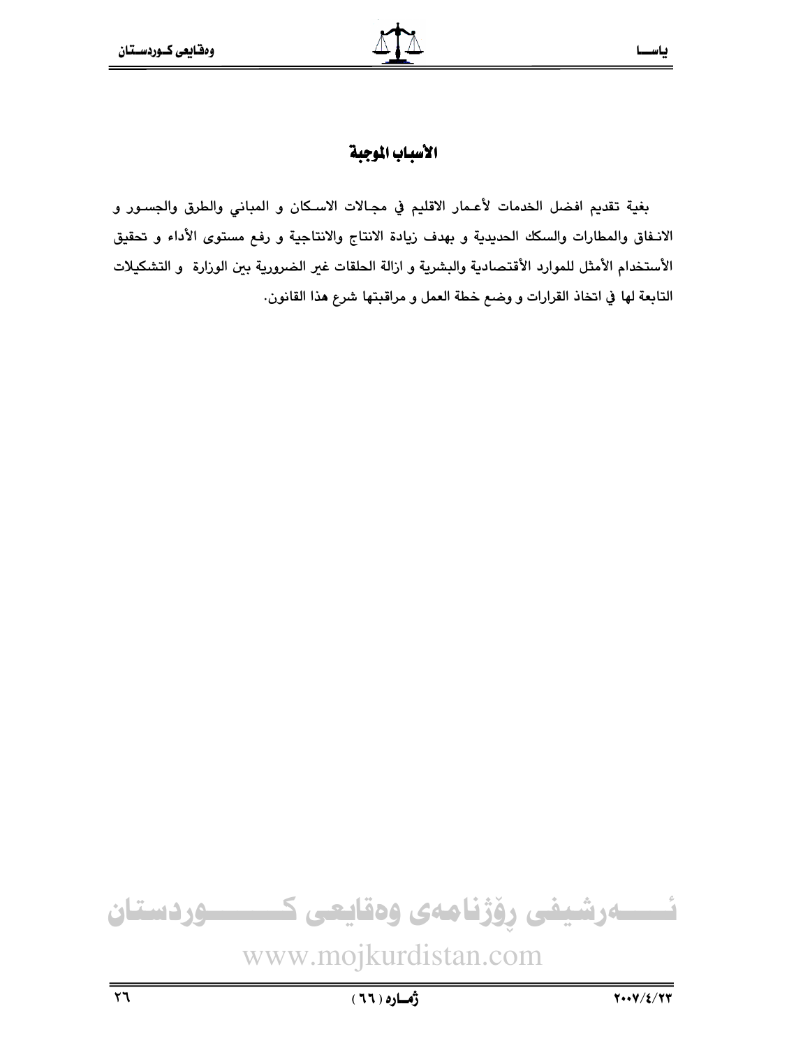# الأسباب الموجبة

بغية تقديم افضل الخدمات لأعمار الاقليم في مجالات الاسكان و المباني والطرق والجسور و الانفاق والمطارات والسكك الحديدية و بهدف زيادة الانتاج والانتاجية و رفع مستوى الأداء و تحقيق الأستخدام الأمثل للموارد الأقتصادية والبشرية و ازالة الحلقات غير الضرورية بين الوزارة و التشكيلات التابعة لها في اتخاذ القرارات و وضع خطة العمل و مراقبتها شرع هذا القانون.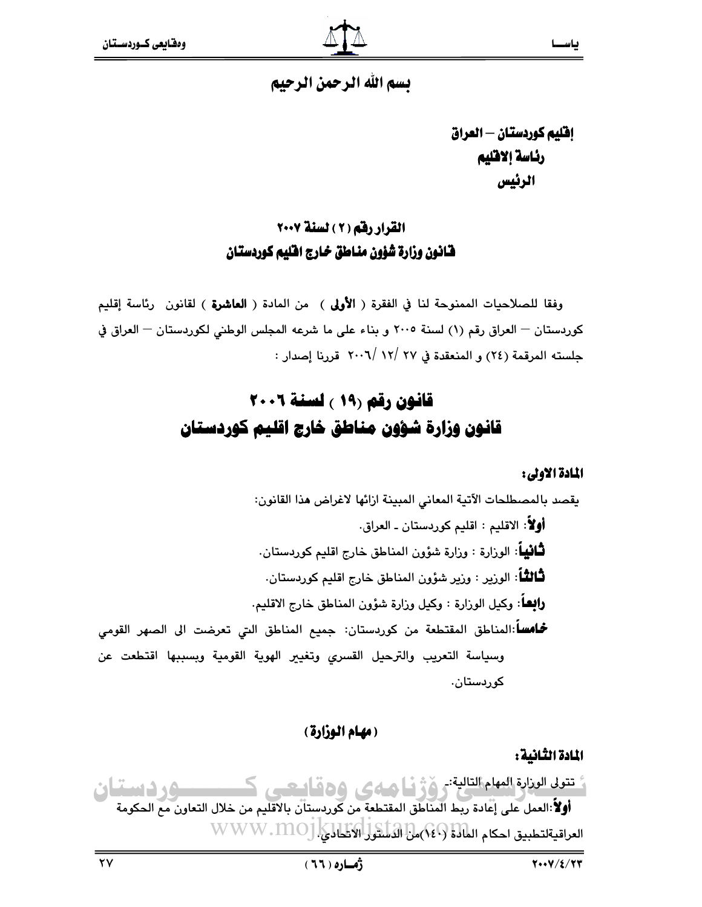بسم الله الرحمن الرحيم

**إقليم كوردستان – العراق**
**رئاسة الاقليم**
**الرئيس**

## القرار رقم ( ٢ ) لسنة ٢٠٠٧
## قانون وزارة شؤون مناطق خارج اقليم كوردستان

وفقا للصلاحيات الممنوحة لنا في الفقرة ( **الأولى** ) من المادة ( **العاشرة** ) لقانون رئاسة إقليم كوردستان – العراق رقم (١) لسنة ٢٠٠٥ و بناء على ما شرعه المجلس الوطني لكوردستان – العراق في جلسته المرقمة (٢٤) و المنعقدة في ٢٧ /١٢ /٢٠٠٦ قررنا إصدار :

# قانون رقم (١٩ ) لسنة ٢٠٠٦
# قانون وزارة شؤون مناطق خارج اقليم كوردستان

**المادة الاولى:**

يقصد بالمصطلحات الآتية المعاني المبينة ازائها لاغراض هذا القانون:

**أولاً**: الاقليم : اقليم كوردستان ـ العراق.

**ثانياً**: الوزارة : وزارة شؤون المناطق خارج اقليم كوردستان.

**ثالثاً**: الوزير : وزير شؤون المناطق خارج اقليم كوردستان.

**رابعاً**: وكيل الوزارة : وكيل وزارة شؤون المناطق خارج الاقليم.

**خامساً**:المناطق المقتطعة من كوردستان: جميع المناطق التي تعرضت الى الصهر القومي وسياسة التعريب والترحيل القسري وتغيير الهوية القومية وبسببها اقتطعت عن كوردستان.

**( مهام الوزارة )**

**المادة الثانية:**

تتولى الوزارة المهام التالية:-

**أولاً**:العمل على إعادة ربط المناطق المقتطعة من كوردستان بالاقليم من خلال التعاون مع الحكومة العراقيةلتطبيق احكام المادة (١٤٠)من الدستور الاتحادي.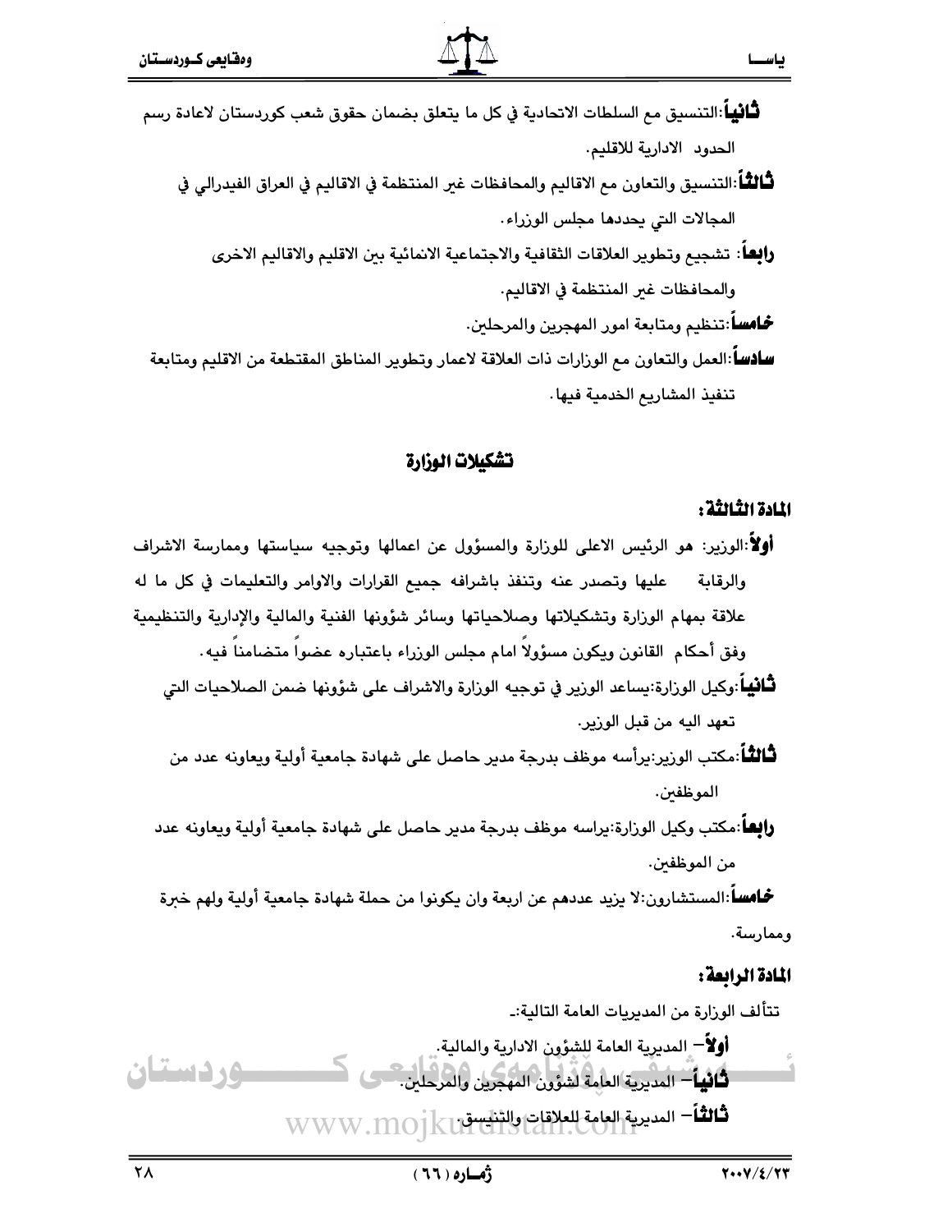**ثانياً**:التنسيق مع السلطات الاتحادية في كل ما يتعلق بضمان حقوق شعب كوردستان لاعادة رسم الحدود الادارية للاقليم.

**ثالثاً**:التنسيق والتعاون مع الاقاليم والمحافظات غير المنتظمة في الاقاليم في العراق الفيدرالي في المجالات التي يحددها مجلس الوزراء.

**رابعاً**: تشجيع وتطوير العلاقات الثقافية والاجتماعية الانمائية بين الاقليم والاقاليم الاخرى والمحافظات غير المنتظمة في الاقاليم.

**خامساً**:تنظيم ومتابعة امور المهجرين والمرحلين.

**سادساً**:العمل والتعاون مع الوزارات ذات العلاقة لاعمار وتطوير المناطق المقتطعة من الاقليم ومتابعة تنفيذ المشاريع الخدمية فيها.

## تشكيلات الوزارة

### المادة الثالثة:

**أولاً**:الوزير: هو الرئيس الاعلى للوزارة والمسؤول عن اعمالها وتوجيه سياستها وممارسة الاشراف والرقابة عليها وتصدر عنه وتنفذ باشرافه جميع القرارات والاوامر والتعليمات في كل ما له علاقة بمهام الوزارة وتشكيلاتها وصلاحياتها وسائر شؤونها الفنية والمالية والإدارية والتنظيمية وفق أحكام القانون ويكون مسؤولاً امام مجلس الوزراء باعتباره عضواً متضامناً فيه.

**ثانياً**:وكيل الوزارة:يساعد الوزير في توجيه الوزارة والاشراف على شؤونها ضمن الصلاحيات التي تعهد اليه من قبل الوزير.

**ثالثاً**:مكتب الوزير:يرأسه موظف بدرجة مدير حاصل على شهادة جامعية أولية ويعاونه عدد من الموظفين.

**رابعاً**:مكتب وكيل الوزارة:يراسه موظف بدرجة مدير حاصل على شهادة جامعية أولية ويعاونه عدد من الموظفين.

**خامساً**:المستشارون:لا يزيد عددهم عن اربعة وان يكونوا من حملة شهادة جامعية أولية ولهم خبرة وممارسة.

### المادة الرابعة:

تتألف الوزارة من المديريات العامة التالية:ـ

**أولاً**– المديرية العامة للشؤون الادارية والمالية.

**ثانياً**– المديرية العامة لشؤون المهجرين والمرحلين.

**ثالثاً**– المديرية العامة للعلاقات والتنسيق.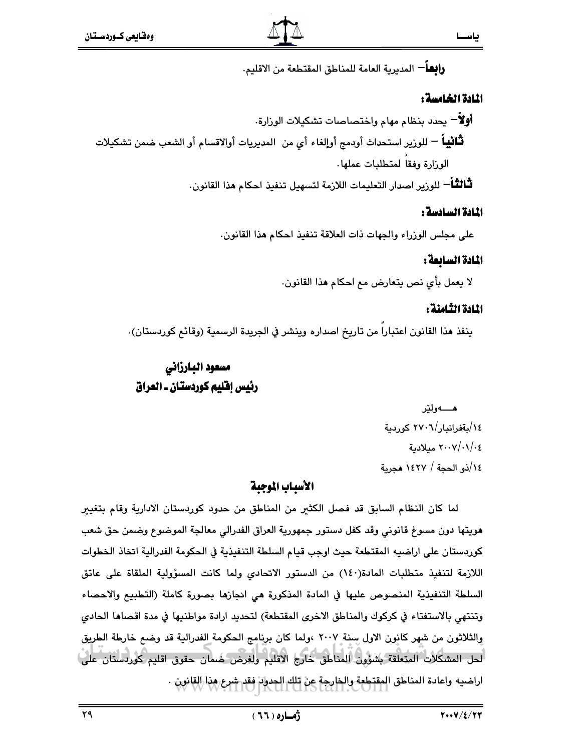**رابعاً**– المديرية العامة للمناطق المقتطعة من الاقليم.

**المادة الخامسة:**

**أولاً**– يحدد بنظام مهام واختصاصات تشكيلات الوزارة.

**ثانياً** – للوزير استحداث أودمج أوإلغاء أي من المديريات أوالاقسام أو الشعب ضمن تشكيلات الوزارة وفقاً لمتطلبات عملها.

**ثالثاً**– للوزير اصدار التعليمات اللازمة لتسهيل تنفيذ احكام هذا القانون.

**المادة السادسة:**

على مجلس الوزراء والجهات ذات العلاقة تنفيذ احكام هذا القانون.

**المادة السابعة:**

لا يعمل بأي نص يتعارض مع احكام هذا القانون.

**المادة الثامنة:**

ينفذ هذا القانون اعتباراً من تاريخ اصداره وينشر في الجريدة الرسمية (وقائع كوردستان).

**مسعود البارزاني**
**رئيس إقليم كوردستان ـ العراق**

هـــــولێر
١٤/بةفرانبار/٢٧٠٦ كوردية
٢٠٠٧/٠١/٠٤ ميلادية
١٤/ذو الحجة / ١٤٢٧ هجرية

## الأسباب الموجبة

لما كان النظام السابق قد فصل الكثير من المناطق من حدود كوردستان الادارية وقام بتغيير هويتها دون مسوغ قانوني وقد كفل دستور جمهورية العراق الفدرالي معالجة الموضوع وضمن حق شعب كوردستان على اراضيه المقتطعة حيث اوجب قيام السلطة التنفيذية في الحكومة الفدرالية اتخاذ الخطوات اللازمة لتنفيذ متطلبات المادة(١٤٠) من الدستور الاتحادي ولما كانت المسؤولية الملقاة على عاتق السلطة التنفيذية المنصوص عليها في المادة المذكورة هي انجازها بصورة كاملة (التطبيع والاحصاء وتنتهي بالاستفتاء في كركوك والمناطق الاخرى المقتطعة) لتحديد ارادة مواطنيها في مدة اقصاها الحادي والثلاثون من شهر كانون الاول سنة ٢٠٠٧ ،ولما كان برنامج الحكومة الفدرالية قد وضع خارطة الطريق لحل المشكلات المتعلقة بشؤون المناطق خارج الاقليم ولغرض ضمان حقوق اقليم كوردستان على اراضيه واعادة المناطق المقتطعة والخارجة عن تلك الحدود فقد شرع هذا القانون .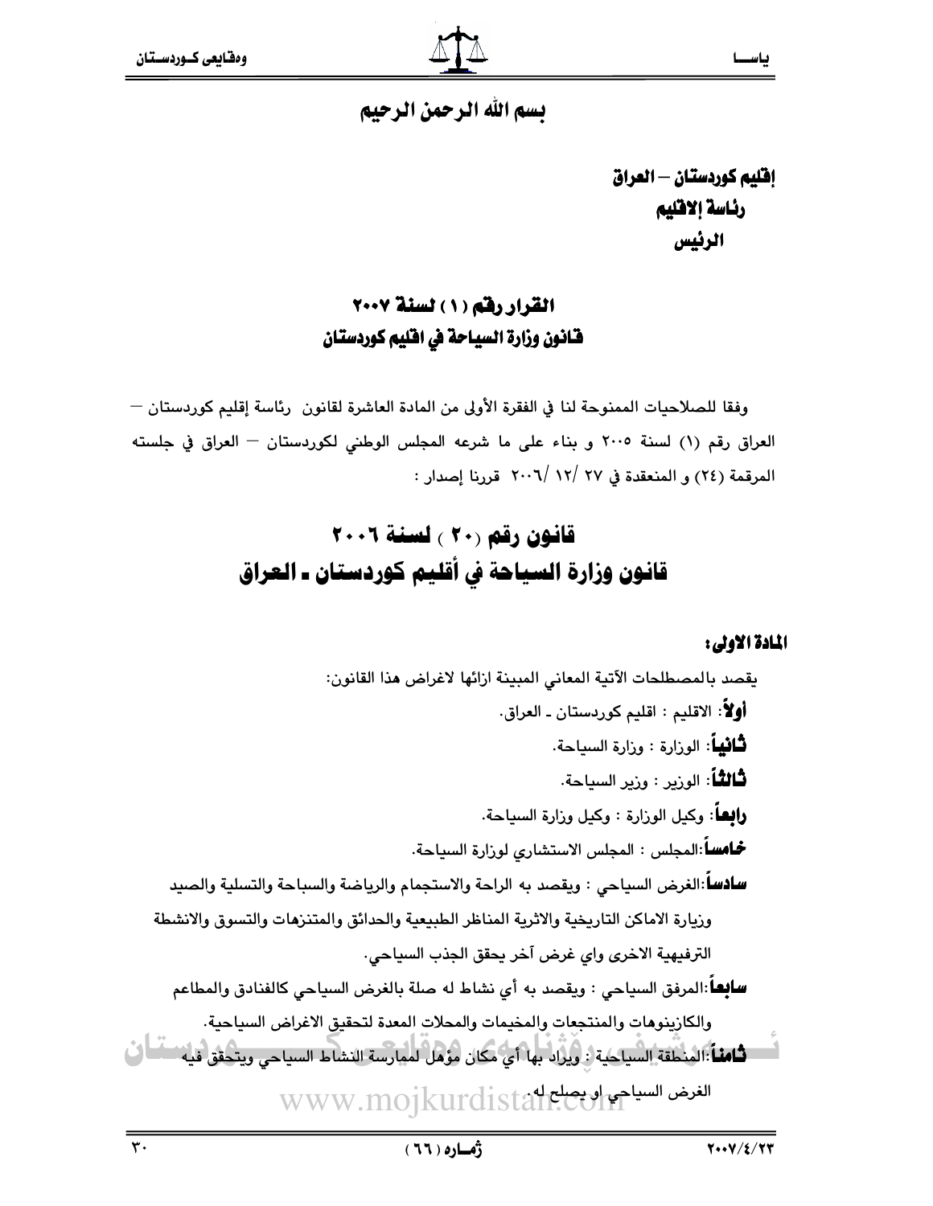بسم الله الرحمن الرحيم

**إقليم كوردستان – العراق**
**رئاسة الاقليم**
**الرئيس**

## القرار رقم ( ١ ) لسنة ٢٠٠٧
## قانون وزارة السياحة في اقليم كوردستان

وفقا للصلاحيات الممنوحة لنا في الفقرة الأولى من المادة العاشرة لقانون رئاسة إقليم كوردستان – العراق رقم (١) لسنة ٢٠٠٥ و بناء على ما شرعه المجلس الوطني لكوردستان – العراق في جلسته المرقمة (٢٤) و المنعقدة في ٢٧ /١٢/ ٢٠٠٦ قررنا إصدار :

# قانون رقم (٢٠ ) لسنة ٢٠٠٦
# قانون وزارة السياحة في أقليم كوردستان ـ العراق

**المادة الاولى:**

يقصد بالمصطلحات الآتية المعاني المبينة ازائها لاغراض هذا القانون:

**أولاً**: الاقليم : اقليم كوردستان ـ العراق.

**ثانياً**: الوزارة : وزارة السياحة.

**ثالثاً**: الوزير : وزير السياحة.

**رابعاً**: وكيل الوزارة : وكيل وزارة السياحة.

**خامساً**:المجلس : المجلس الاستشاري لوزارة السياحة.

**سادساً**:الغرض السياحي : ويقصد به الراحة والاستجمام والرياضة والسباحة والتسلية والصيد وزيارة الاماكن التاريخية والاثرية المناظر الطبيعية والحدائق والمتنزهات والتسوق والانشطة الترفيهية الاخرى واي غرض آخر يحقق الجذب السياحي.

**سابعاً**:المرفق السياحي : ويقصد به أي نشاط له صلة بالغرض السياحي كالفنادق والمطاعم والكازينوهات والمنتجعات والمخيمات والمحلات المعدة لتحقيق الاغراض السياحية.

**ثامناً**:المنطقة السياحية : ويراد بها أي مكان مؤهل لممارسة النشاط السياحي ويتحقق فيه الغرض السياحي او يصلح له.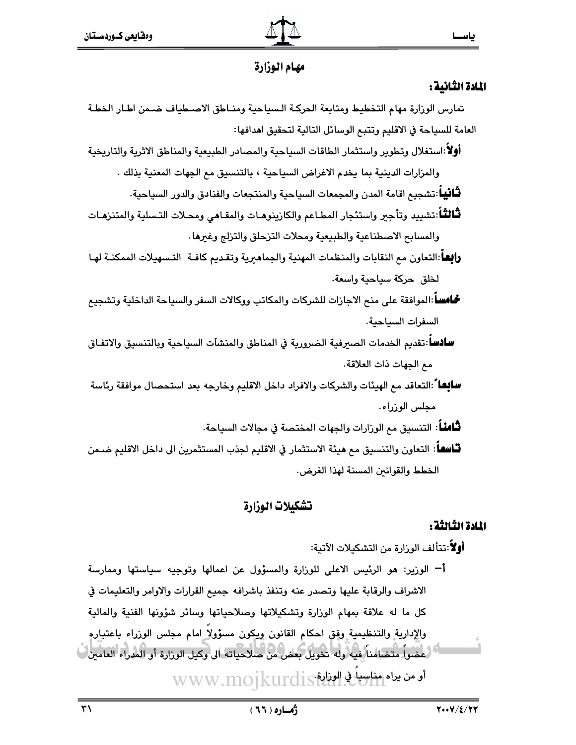## مهام الوزارة

**المادة الثانية:**

تمارس الوزارة مهام التخطيط ومتابعة الحركة السياحية ومناطق الاصطياف ضمن اطار الخطة العامة للسياحة في الاقليم وتتبع الوسائل التالية لتحقيق اهدافها:

**أولاً**:استغلال وتطوير واستثمار الطاقات السياحية والمصادر الطبيعية والمناطق الاثرية والتاريخية والمزارات الدينية بما يخدم الاغراض السياحية ، بالتنسيق مع الجهات المعنية بذلك .

**ثانياً**:تشجيع اقامة المدن والمجمعات السياحية والمنتجعات والفنادق والدور السياحية.

**ثالثاً**:تشييد وتأجير واستئجار المطاعم والكازينوهات والمقاهي ومحلات التسلية والمتنزهات والمسابح الاصطناعية والطبيعية ومحلات التزحلق والتزلج وغيرها.

**رابعاً**:التعاون مع النقابات والمنظمات المهنية والجماهيرية وتقديم كافة التسهيلات الممكنة لها لخلق حركة سياحية واسعة.

**خامساً**:الموافقة على منح الاجازات للشركات والمكاتب ووكالات السفر والسياحة الداخلية وتشجيع السفرات السياحية.

**سادساً**:تقديم الخدمات الصيرفية الضرورية في المناطق والمنشآت السياحية وبالتنسيق والاتفاق مع الجهات ذات العلاقة.

**سابعاً**:التعاقد مع الهيئات والشركات والافراد داخل الاقليم وخارجه بعد استحصال موافقة رئاسة مجلس الوزراء.

**ثامناً**: التنسيق مع الوزارات والجهات المختصة في مجالات السياحة.

**تاسعاً**: التعاون والتنسيق مع هيئة الاستثمار في الاقليم لجذب المستثمرين الى داخل الاقليم ضمن الخطط والقوانين المسنة لهذا الغرض.

## تشكيلات الوزارة

**المادة الثالثة:**

**أولاً**:تتألف الوزارة من التشكيلات الآتية:

أ- الوزير: هو الرئيس الاعلى للوزارة والمسؤول عن اعمالها وتوجيه سياستها وممارسة الاشراف والرقابة عليها وتصدر عنه وتنفذ باشرافه جميع القرارات والاوامر والتعليمات في كل ما له علاقة بمهام الوزارة وتشكيلاتها وصلاحياتها وسائر شؤونها الفنية والمالية والإدارية والتنظيمية وفق احكام القانون ويكون مسؤولاً امام مجلس الوزراء باعتباره عضواً متضامناً فيه وله تخويل بعض من صلاحياته الى وكيل الوزارة أو المدراء العامين أو من يراه مناسباً في الوزارة.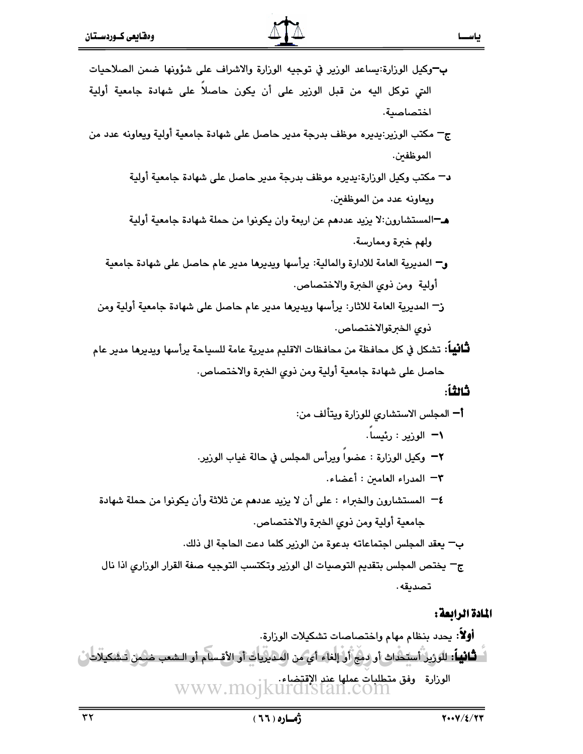ب–وكيل الوزارة:يساعد الوزير في توجيه الوزارة والاشراف على شؤونها ضمن الصلاحيات التي توكل اليه من قبل الوزير على أن يكون حاصلاً على شهادة جامعية أولية اختصاصية.

ج– مكتب الوزير:يديره موظف بدرجة مدير حاصل على شهادة جامعية أولية ويعاونه عدد من الموظفين.

د– مكتب وكيل الوزارة:يديره موظف بدرجة مدير حاصل على شهادة جامعية أولية ويعاونه عدد من الموظفين.

هـ–المستشارون:لا يزيد عددهم عن اربعة وان يكونوا من حملة شهادة جامعية أولية ولهم خبرة وممارسة.

و– المديرية العامة للادارة والمالية: يرأسها ويديرها مدير عام حاصل على شهادة جامعية أولية ومن ذوي الخبرة والاختصاص.

ز– المديرية العامة للاثار: يرأسها ويديرها مدير عام حاصل على شهادة جامعية أولية ومن ذوي الخبرةوالاختصاص.

**ثانياً**: تشكل في كل محافظة من محافظات الاقليم مديرية عامة للسياحة يرأسها ويديرها مدير عام حاصل على شهادة جامعية أولية ومن ذوي الخبرة والاختصاص.

**ثالثاً**:

أ– المجلس الاستشاري للوزارة ويتألف من:

١– الوزير : رئيساً.

٢– وكيل الوزارة : عضواً ويرأس المجلس في حالة غياب الوزير.

٣– المدراء العامين : أعضاء.

٤– المستشارون والخبراء : على أن لا يزيد عددهم عن ثلاثة وأن يكونوا من حملة شهادة جامعية أولية ومن ذوي الخبرة والاختصاص.

ب– يعقد المجلس اجتماعاته بدعوة من الوزير كلما دعت الحاجة الى ذلك.

ج– يختص المجلس بتقديم التوصيات الى الوزير وتكتسب التوجيه صفة القرار الوزاري اذا نال تصديقه.

**المادة الرابعة:**

**أولاً**: يحدد بنظام مهام واختصاصات تشكيلات الوزارة.

**ثانياً**: للوزير أستحداث أو دمج أو إلغاء أي من المديريات أو الأقسام أو الشعب ضمن تشكيلات الوزارة وفق متطلبات عملها عند الإقتضاء.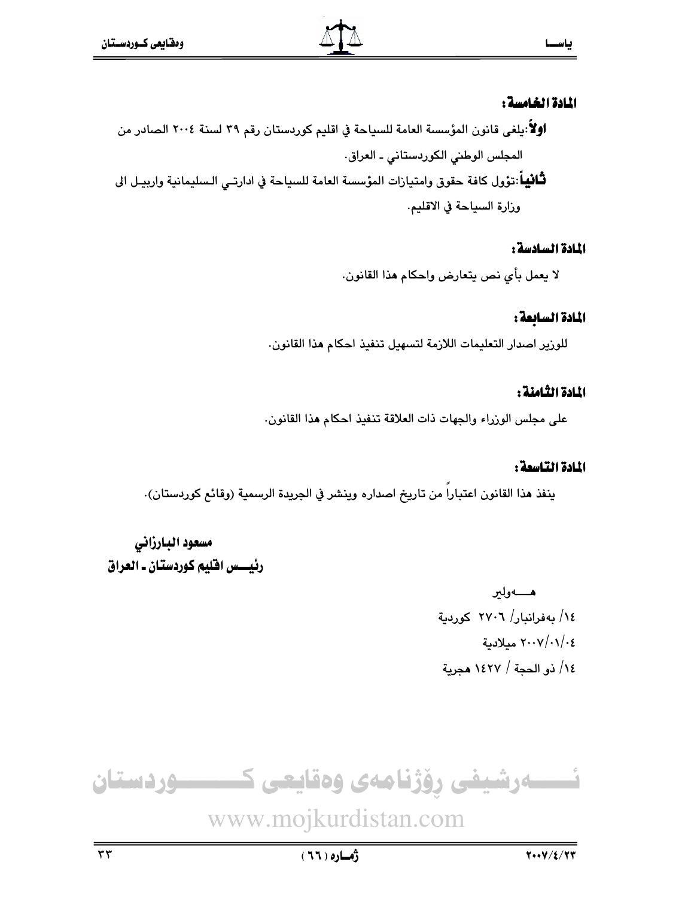**المادة الخامسة:**

**اولاً**:يلغى قانون المؤسسة العامة للسياحة في اقليم كوردستان رقم ٣٩ لسنة ٢٠٠٤ الصادر من المجلس الوطني الكوردستاني ـ العراق.

**ثانياً**:تؤول كافة حقوق وامتيازات المؤسسة العامة للسياحة في ادارتي السليمانية واربيل الى وزارة السياحة في الاقليم.

**المادة السادسة:**

لا يعمل بأي نص يتعارض واحكام هذا القانون.

**المادة السابعة:**

للوزير اصدار التعليمات اللازمة لتسهيل تنفيذ احكام هذا القانون.

**المادة الثامنة:**

على مجلس الوزراء والجهات ذات العلاقة تنفيذ احكام هذا القانون.

**المادة التاسعة:**

ينفذ هذا القانون اعتباراً من تاريخ اصداره وينشر في الجريدة الرسمية (وقائع كوردستان).

**مسعود البارزاني**
**رئيس اقليم كوردستان ـ العراق**

هەولێر
١٤/ بەفرانبار/ ٢٧٠٦ كوردية
٢٠٠٧/٠١/٠٤ ميلادية
١٤/ ذو الحجة / ١٤٢٧ هجرية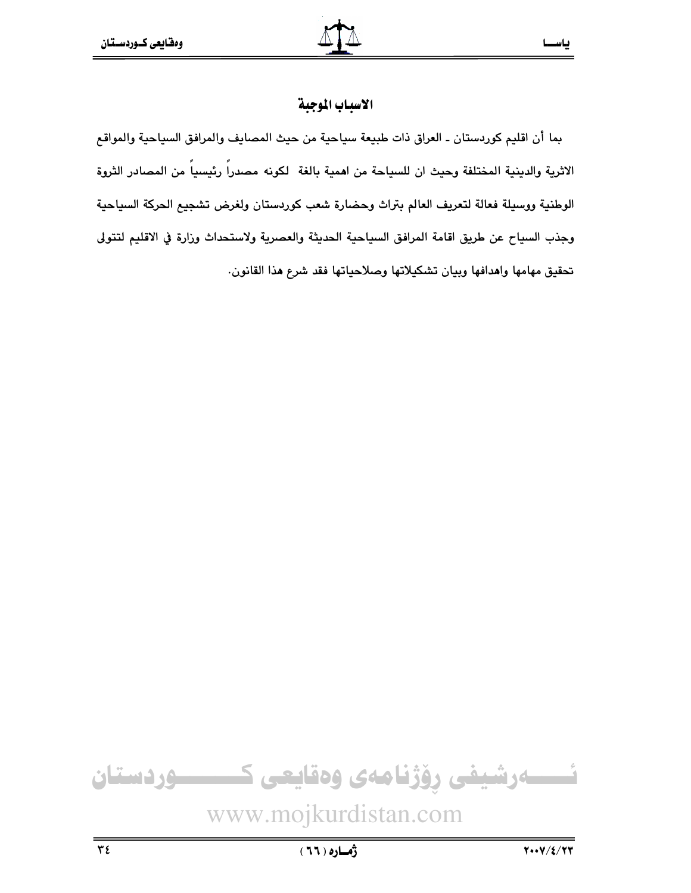## الاسباب الموجبة

بما أن اقليم كوردستان ـ العراق ذات طبيعة سياحية من حيث المصايف والمرافق السياحية والمواقع الاثرية والدينية المختلفة وحيث ان للسياحة من اهمية بالغة لكونه مصدراً رئيسياً من المصادر الثروة الوطنية ووسيلة فعالة لتعريف العالم بتراث وحضارة شعب كوردستان ولغرض تشجيع الحركة السياحية وجذب السياح عن طريق اقامة المرافق السياحية الحديثة والعصرية ولاستحداث وزارة في الاقليم لتتولى تحقيق مهامها واهدافها وبيان تشكيلاتها وصلاحياتها فقد شرع هذا القانون.